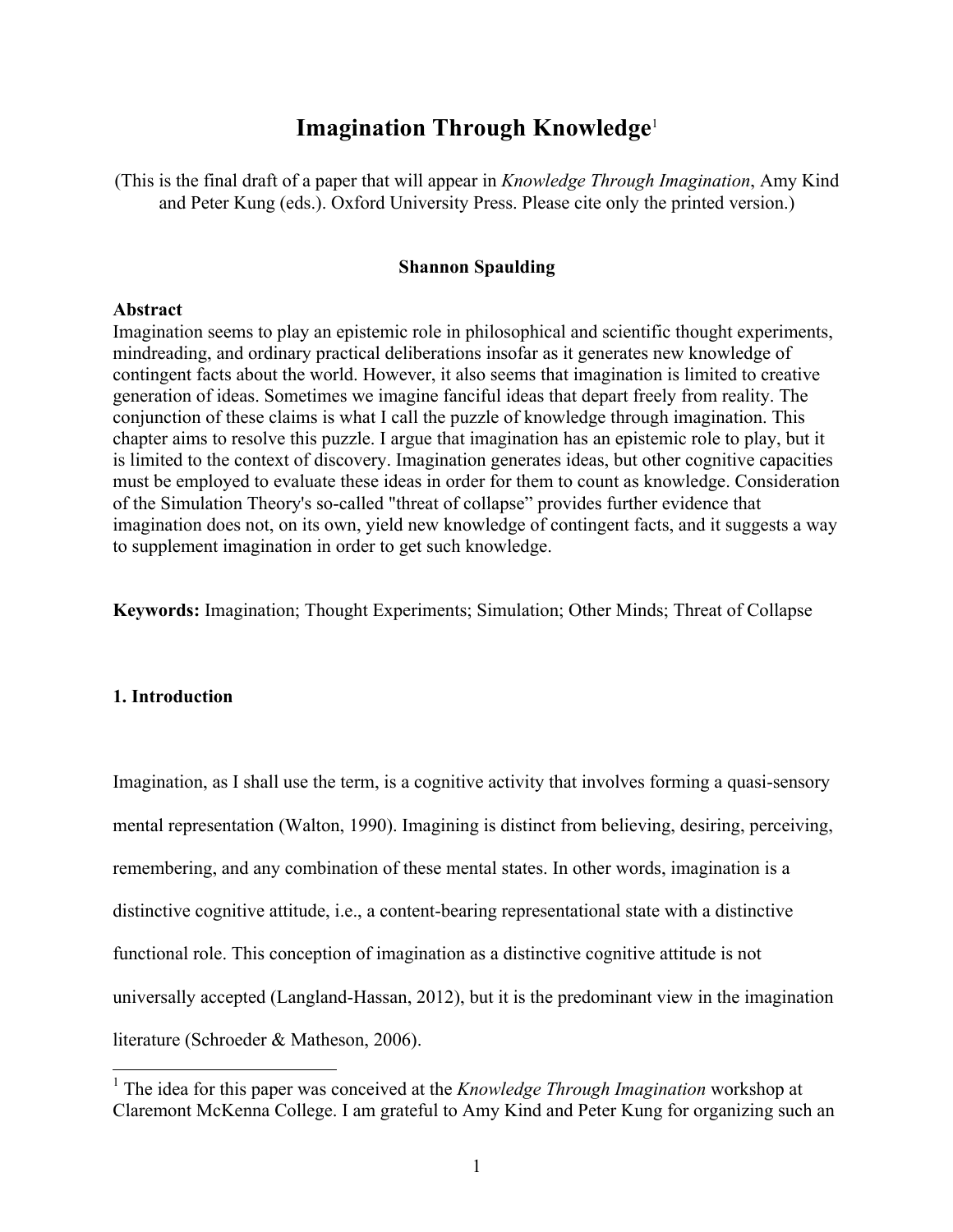# Imagination Through Knowledge[1]

(This is the final draft of a paper that will appear in *Knowledge Through Imagination*, Amy Kind and Peter Kung (eds.). Oxford University Press. Please cite only the printed version.)

**Shannon Spaulding**

**Abstract**

Imagination seems to play an epistemic role in philosophical and scientific thought experiments, mindreading, and ordinary practical deliberations insofar as it generates new knowledge of contingent facts about the world. However, it also seems that imagination is limited to creative generation of ideas. Sometimes we imagine fanciful ideas that depart freely from reality. The conjunction of these claims is what I call the puzzle of knowledge through imagination. This chapter aims to resolve this puzzle. I argue that imagination has an epistemic role to play, but it is limited to the context of discovery. Imagination generates ideas, but other cognitive capacities must be employed to evaluate these ideas in order for them to count as knowledge. Consideration of the Simulation Theory's so-called "threat of collapse" provides further evidence that imagination does not, on its own, yield new knowledge of contingent facts, and it suggests a way to supplement imagination in order to get such knowledge.

**Keywords:** Imagination; Thought Experiments; Simulation; Other Minds; Threat of Collapse

## 1. Introduction

Imagination, as I shall use the term, is a cognitive activity that involves forming a quasi-sensory mental representation (Walton, 1990). Imagining is distinct from believing, desiring, perceiving, remembering, and any combination of these mental states. In other words, imagination is a distinctive cognitive attitude, i.e., a content-bearing representational state with a distinctive functional role. This conception of imagination as a distinctive cognitive attitude is not universally accepted (Langland-Hassan, 2012), but it is the predominant view in the imagination literature (Schroeder & Matheson, 2006).

[1] The idea for this paper was conceived at the *Knowledge Through Imagination* workshop at Claremont McKenna College. I am grateful to Amy Kind and Peter Kung for organizing such an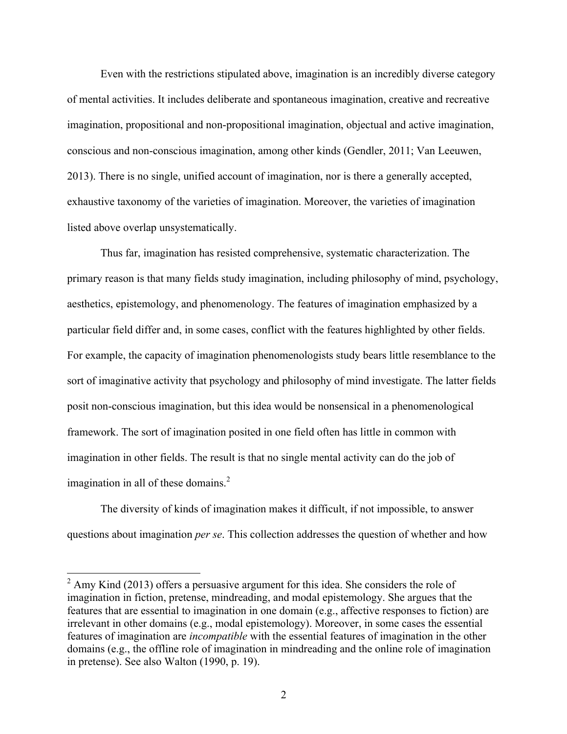Even with the restrictions stipulated above, imagination is an incredibly diverse category of mental activities. It includes deliberate and spontaneous imagination, creative and recreative imagination, propositional and non-propositional imagination, objectual and active imagination, conscious and non-conscious imagination, among other kinds (Gendler, 2011; Van Leeuwen, 2013). There is no single, unified account of imagination, nor is there a generally accepted, exhaustive taxonomy of the varieties of imagination. Moreover, the varieties of imagination listed above overlap unsystematically.

Thus far, imagination has resisted comprehensive, systematic characterization. The primary reason is that many fields study imagination, including philosophy of mind, psychology, aesthetics, epistemology, and phenomenology. The features of imagination emphasized by a particular field differ and, in some cases, conflict with the features highlighted by other fields. For example, the capacity of imagination phenomenologists study bears little resemblance to the sort of imaginative activity that psychology and philosophy of mind investigate. The latter fields posit non-conscious imagination, but this idea would be nonsensical in a phenomenological framework. The sort of imagination posited in one field often has little in common with imagination in other fields. The result is that no single mental activity can do the job of imagination in all of these domains.[2]

The diversity of kinds of imagination makes it difficult, if not impossible, to answer questions about imagination *per se*. This collection addresses the question of whether and how

---

[2] Amy Kind (2013) offers a persuasive argument for this idea. She considers the role of imagination in fiction, pretense, mindreading, and modal epistemology. She argues that the features that are essential to imagination in one domain (e.g., affective responses to fiction) are irrelevant in other domains (e.g., modal epistemology). Moreover, in some cases the essential features of imagination are *incompatible* with the essential features of imagination in the other domains (e.g., the offline role of imagination in mindreading and the online role of imagination in pretense). See also Walton (1990, p. 19).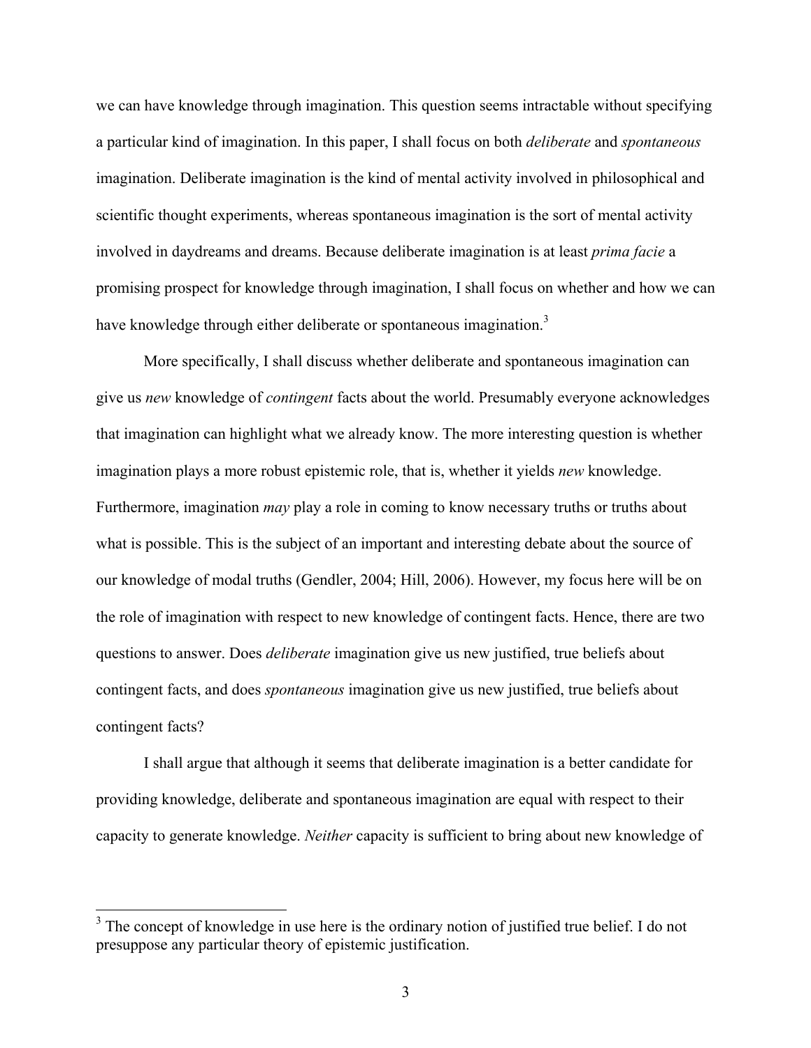we can have knowledge through imagination. This question seems intractable without specifying a particular kind of imagination. In this paper, I shall focus on both *deliberate* and *spontaneous* imagination. Deliberate imagination is the kind of mental activity involved in philosophical and scientific thought experiments, whereas spontaneous imagination is the sort of mental activity involved in daydreams and dreams. Because deliberate imagination is at least *prima facie* a promising prospect for knowledge through imagination, I shall focus on whether and how we can have knowledge through either deliberate or spontaneous imagination.[3]

More specifically, I shall discuss whether deliberate and spontaneous imagination can give us *new* knowledge of *contingent* facts about the world. Presumably everyone acknowledges that imagination can highlight what we already know. The more interesting question is whether imagination plays a more robust epistemic role, that is, whether it yields *new* knowledge. Furthermore, imagination *may* play a role in coming to know necessary truths or truths about what is possible. This is the subject of an important and interesting debate about the source of our knowledge of modal truths (Gendler, 2004; Hill, 2006). However, my focus here will be on the role of imagination with respect to new knowledge of contingent facts. Hence, there are two questions to answer. Does *deliberate* imagination give us new justified, true beliefs about contingent facts, and does *spontaneous* imagination give us new justified, true beliefs about contingent facts?

I shall argue that although it seems that deliberate imagination is a better candidate for providing knowledge, deliberate and spontaneous imagination are equal with respect to their capacity to generate knowledge. *Neither* capacity is sufficient to bring about new knowledge of

[3] The concept of knowledge in use here is the ordinary notion of justified true belief. I do not presuppose any particular theory of epistemic justification.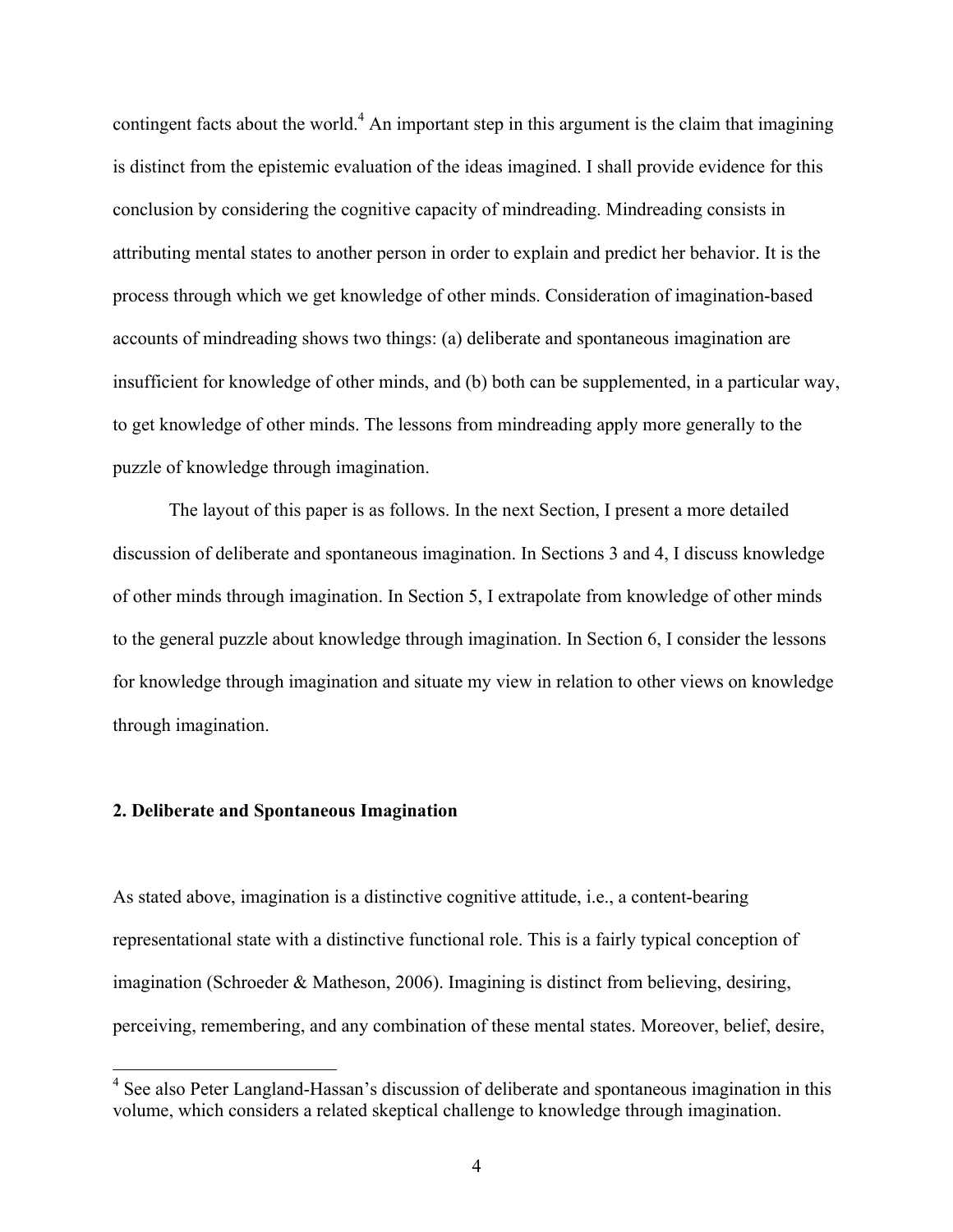contingent facts about the world.[4] An important step in this argument is the claim that imagining is distinct from the epistemic evaluation of the ideas imagined. I shall provide evidence for this conclusion by considering the cognitive capacity of mindreading. Mindreading consists in attributing mental states to another person in order to explain and predict her behavior. It is the process through which we get knowledge of other minds. Consideration of imagination-based accounts of mindreading shows two things: (a) deliberate and spontaneous imagination are insufficient for knowledge of other minds, and (b) both can be supplemented, in a particular way, to get knowledge of other minds. The lessons from mindreading apply more generally to the puzzle of knowledge through imagination.

The layout of this paper is as follows. In the next Section, I present a more detailed discussion of deliberate and spontaneous imagination. In Sections 3 and 4, I discuss knowledge of other minds through imagination. In Section 5, I extrapolate from knowledge of other minds to the general puzzle about knowledge through imagination. In Section 6, I consider the lessons for knowledge through imagination and situate my view in relation to other views on knowledge through imagination.

## 2. Deliberate and Spontaneous Imagination

As stated above, imagination is a distinctive cognitive attitude, i.e., a content-bearing representational state with a distinctive functional role. This is a fairly typical conception of imagination (Schroeder & Matheson, 2006). Imagining is distinct from believing, desiring, perceiving, remembering, and any combination of these mental states. Moreover, belief, desire,

---

[4] See also Peter Langland-Hassan's discussion of deliberate and spontaneous imagination in this volume, which considers a related skeptical challenge to knowledge through imagination.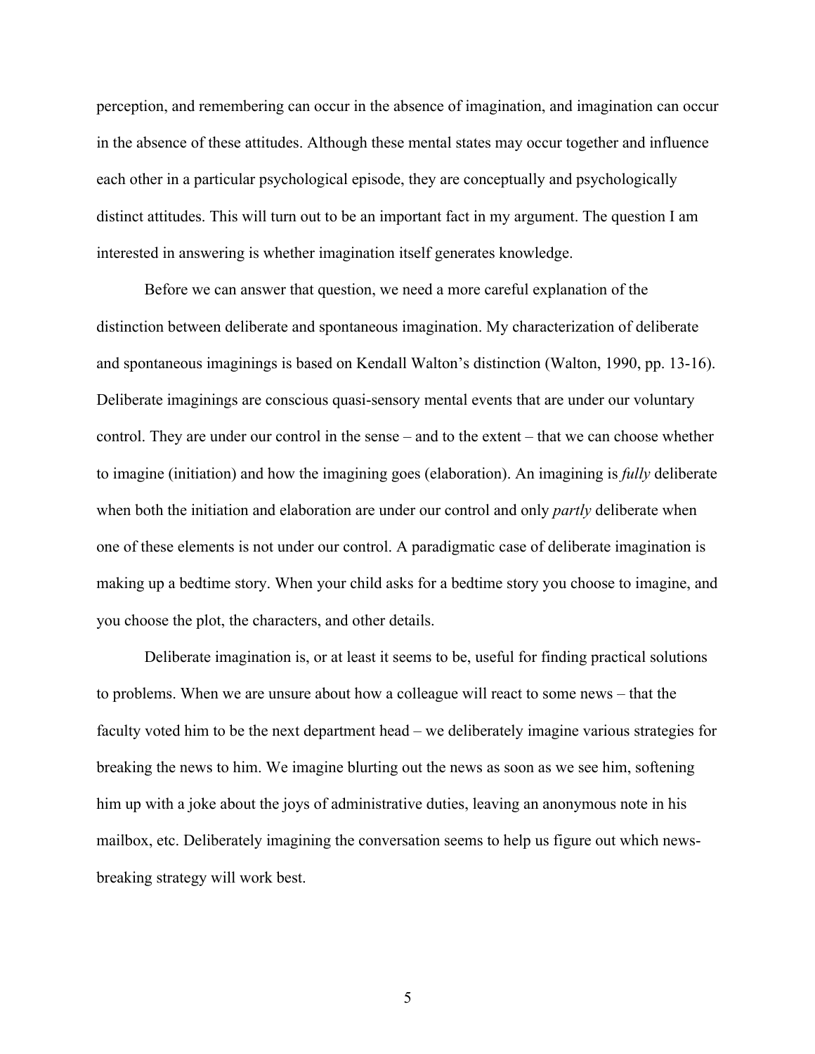perception, and remembering can occur in the absence of imagination, and imagination can occur in the absence of these attitudes. Although these mental states may occur together and influence each other in a particular psychological episode, they are conceptually and psychologically distinct attitudes. This will turn out to be an important fact in my argument. The question I am interested in answering is whether imagination itself generates knowledge.

Before we can answer that question, we need a more careful explanation of the distinction between deliberate and spontaneous imagination. My characterization of deliberate and spontaneous imaginings is based on Kendall Walton's distinction (Walton, 1990, pp. 13-16). Deliberate imaginings are conscious quasi-sensory mental events that are under our voluntary control. They are under our control in the sense – and to the extent – that we can choose whether to imagine (initiation) and how the imagining goes (elaboration). An imagining is *fully* deliberate when both the initiation and elaboration are under our control and only *partly* deliberate when one of these elements is not under our control. A paradigmatic case of deliberate imagination is making up a bedtime story. When your child asks for a bedtime story you choose to imagine, and you choose the plot, the characters, and other details.

Deliberate imagination is, or at least it seems to be, useful for finding practical solutions to problems. When we are unsure about how a colleague will react to some news – that the faculty voted him to be the next department head – we deliberately imagine various strategies for breaking the news to him. We imagine blurting out the news as soon as we see him, softening him up with a joke about the joys of administrative duties, leaving an anonymous note in his mailbox, etc. Deliberately imagining the conversation seems to help us figure out which news-breaking strategy will work best.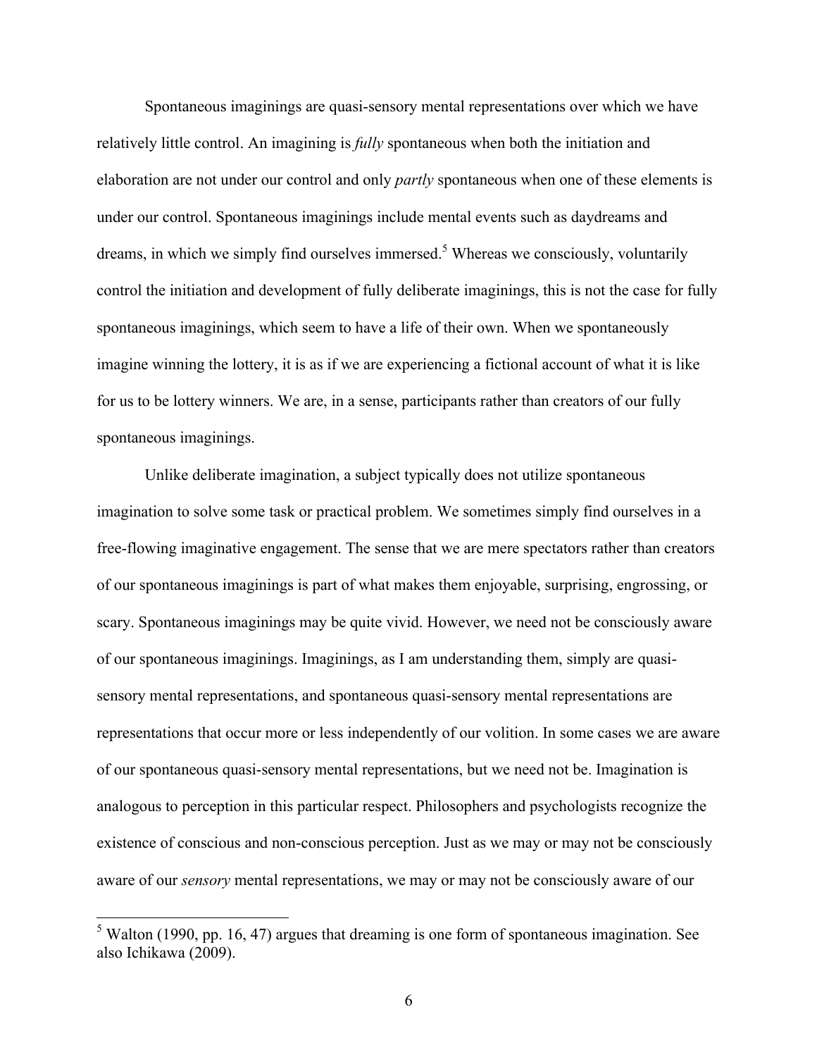Spontaneous imaginings are quasi-sensory mental representations over which we have relatively little control. An imagining is *fully* spontaneous when both the initiation and elaboration are not under our control and only *partly* spontaneous when one of these elements is under our control. Spontaneous imaginings include mental events such as daydreams and dreams, in which we simply find ourselves immersed.[5] Whereas we consciously, voluntarily control the initiation and development of fully deliberate imaginings, this is not the case for fully spontaneous imaginings, which seem to have a life of their own. When we spontaneously imagine winning the lottery, it is as if we are experiencing a fictional account of what it is like for us to be lottery winners. We are, in a sense, participants rather than creators of our fully spontaneous imaginings.

Unlike deliberate imagination, a subject typically does not utilize spontaneous imagination to solve some task or practical problem. We sometimes simply find ourselves in a free-flowing imaginative engagement. The sense that we are mere spectators rather than creators of our spontaneous imaginings is part of what makes them enjoyable, surprising, engrossing, or scary. Spontaneous imaginings may be quite vivid. However, we need not be consciously aware of our spontaneous imaginings. Imaginings, as I am understanding them, simply are quasi-sensory mental representations, and spontaneous quasi-sensory mental representations are representations that occur more or less independently of our volition. In some cases we are aware of our spontaneous quasi-sensory mental representations, but we need not be. Imagination is analogous to perception in this particular respect. Philosophers and psychologists recognize the existence of conscious and non-conscious perception. Just as we may or may not be consciously aware of our *sensory* mental representations, we may or may not be consciously aware of our

[5] Walton (1990, pp. 16, 47) argues that dreaming is one form of spontaneous imagination. See also Ichikawa (2009).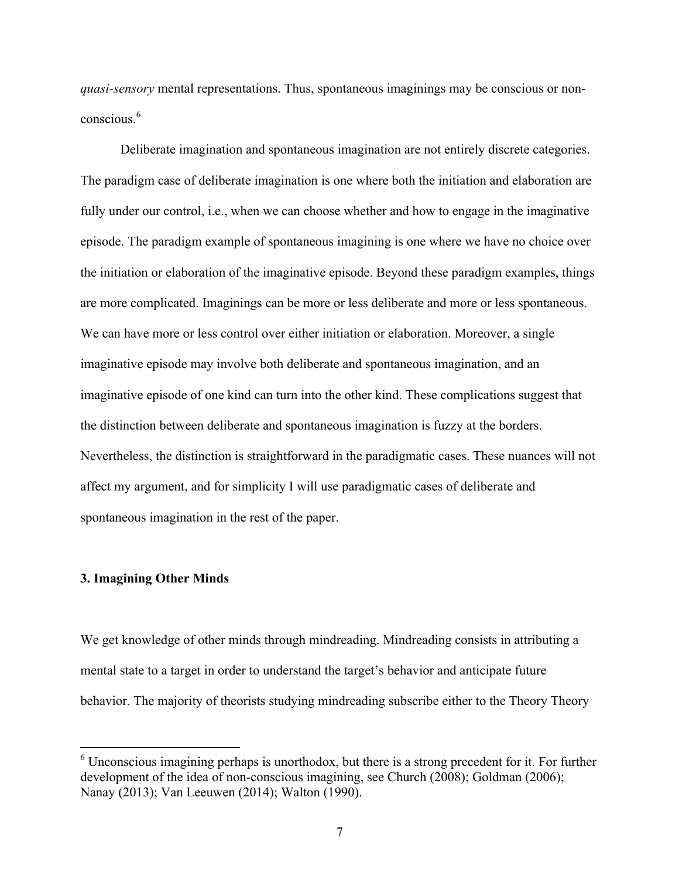*quasi-sensory* mental representations. Thus, spontaneous imaginings may be conscious or non-conscious.[6]

Deliberate imagination and spontaneous imagination are not entirely discrete categories. The paradigm case of deliberate imagination is one where both the initiation and elaboration are fully under our control, i.e., when we can choose whether and how to engage in the imaginative episode. The paradigm example of spontaneous imagining is one where we have no choice over the initiation or elaboration of the imaginative episode. Beyond these paradigm examples, things are more complicated. Imaginings can be more or less deliberate and more or less spontaneous. We can have more or less control over either initiation or elaboration. Moreover, a single imaginative episode may involve both deliberate and spontaneous imagination, and an imaginative episode of one kind can turn into the other kind. These complications suggest that the distinction between deliberate and spontaneous imagination is fuzzy at the borders. Nevertheless, the distinction is straightforward in the paradigmatic cases. These nuances will not affect my argument, and for simplicity I will use paradigmatic cases of deliberate and spontaneous imagination in the rest of the paper.

### 3. Imagining Other Minds

We get knowledge of other minds through mindreading. Mindreading consists in attributing a mental state to a target in order to understand the target's behavior and anticipate future behavior. The majority of theorists studying mindreading subscribe either to the Theory Theory

---

[6] Unconscious imagining perhaps is unorthodox, but there is a strong precedent for it. For further development of the idea of non-conscious imagining, see Church (2008); Goldman (2006); Nanay (2013); Van Leeuwen (2014); Walton (1990).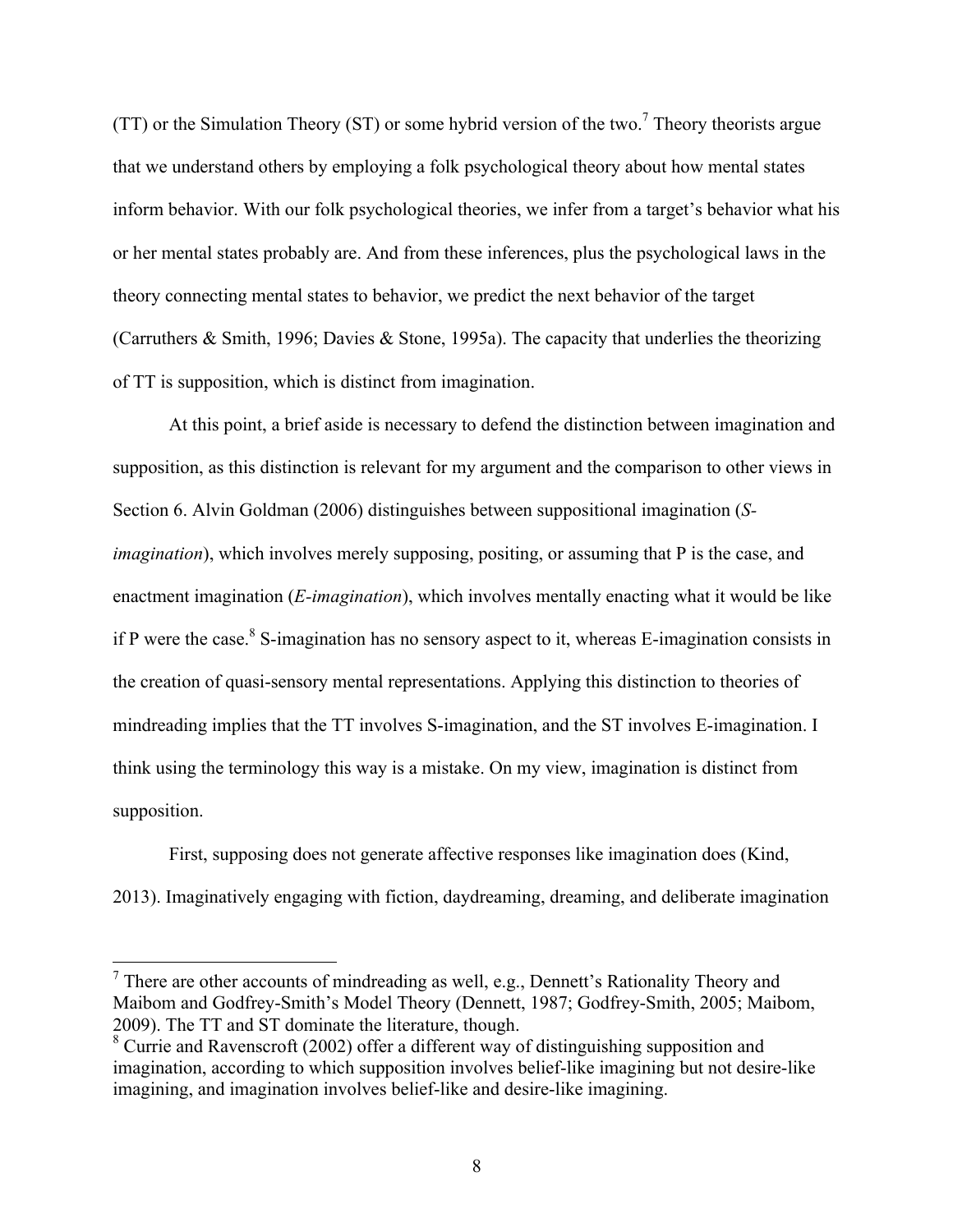(TT) or the Simulation Theory (ST) or some hybrid version of the two.[7] Theory theorists argue that we understand others by employing a folk psychological theory about how mental states inform behavior. With our folk psychological theories, we infer from a target's behavior what his or her mental states probably are. And from these inferences, plus the psychological laws in the theory connecting mental states to behavior, we predict the next behavior of the target (Carruthers & Smith, 1996; Davies & Stone, 1995a). The capacity that underlies the theorizing of TT is supposition, which is distinct from imagination.

At this point, a brief aside is necessary to defend the distinction between imagination and supposition, as this distinction is relevant for my argument and the comparison to other views in Section 6. Alvin Goldman (2006) distinguishes between suppositional imagination (*S-imagination*), which involves merely supposing, positing, or assuming that P is the case, and enactment imagination (*E-imagination*), which involves mentally enacting what it would be like if P were the case.[8] S-imagination has no sensory aspect to it, whereas E-imagination consists in the creation of quasi-sensory mental representations. Applying this distinction to theories of mindreading implies that the TT involves S-imagination, and the ST involves E-imagination. I think using the terminology this way is a mistake. On my view, imagination is distinct from supposition.

First, supposing does not generate affective responses like imagination does (Kind, 2013). Imaginatively engaging with fiction, daydreaming, dreaming, and deliberate imagination

---

[7] There are other accounts of mindreading as well, e.g., Dennett's Rationality Theory and Maibom and Godfrey-Smith's Model Theory (Dennett, 1987; Godfrey-Smith, 2005; Maibom, 2009). The TT and ST dominate the literature, though.

[8] Currie and Ravenscroft (2002) offer a different way of distinguishing supposition and imagination, according to which supposition involves belief-like imagining but not desire-like imagining, and imagination involves belief-like and desire-like imagining.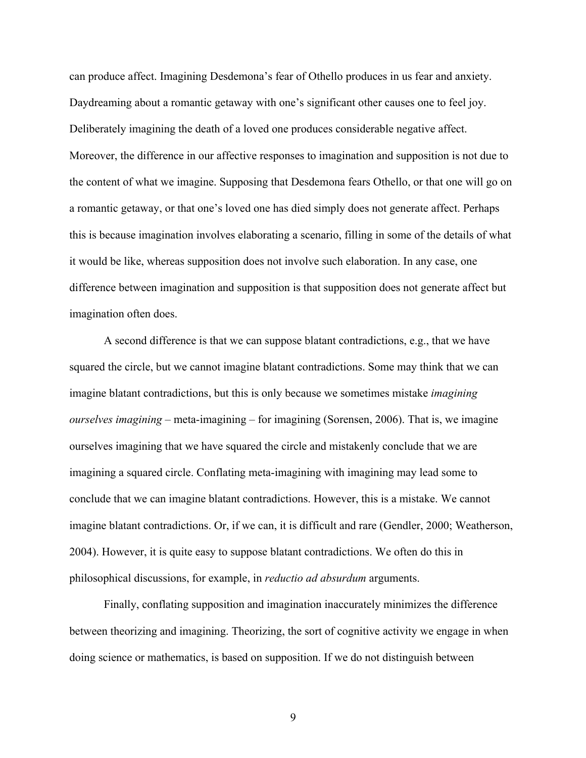can produce affect. Imagining Desdemona's fear of Othello produces in us fear and anxiety. Daydreaming about a romantic getaway with one's significant other causes one to feel joy. Deliberately imagining the death of a loved one produces considerable negative affect. Moreover, the difference in our affective responses to imagination and supposition is not due to the content of what we imagine. Supposing that Desdemona fears Othello, or that one will go on a romantic getaway, or that one's loved one has died simply does not generate affect. Perhaps this is because imagination involves elaborating a scenario, filling in some of the details of what it would be like, whereas supposition does not involve such elaboration. In any case, one difference between imagination and supposition is that supposition does not generate affect but imagination often does.

A second difference is that we can suppose blatant contradictions, e.g., that we have squared the circle, but we cannot imagine blatant contradictions. Some may think that we can imagine blatant contradictions, but this is only because we sometimes mistake *imagining ourselves imagining* – meta-imagining – for imagining (Sorensen, 2006). That is, we imagine ourselves imagining that we have squared the circle and mistakenly conclude that we are imagining a squared circle. Conflating meta-imagining with imagining may lead some to conclude that we can imagine blatant contradictions. However, this is a mistake. We cannot imagine blatant contradictions. Or, if we can, it is difficult and rare (Gendler, 2000; Weatherson, 2004). However, it is quite easy to suppose blatant contradictions. We often do this in philosophical discussions, for example, in *reductio ad absurdum* arguments.

Finally, conflating supposition and imagination inaccurately minimizes the difference between theorizing and imagining. Theorizing, the sort of cognitive activity we engage in when doing science or mathematics, is based on supposition. If we do not distinguish between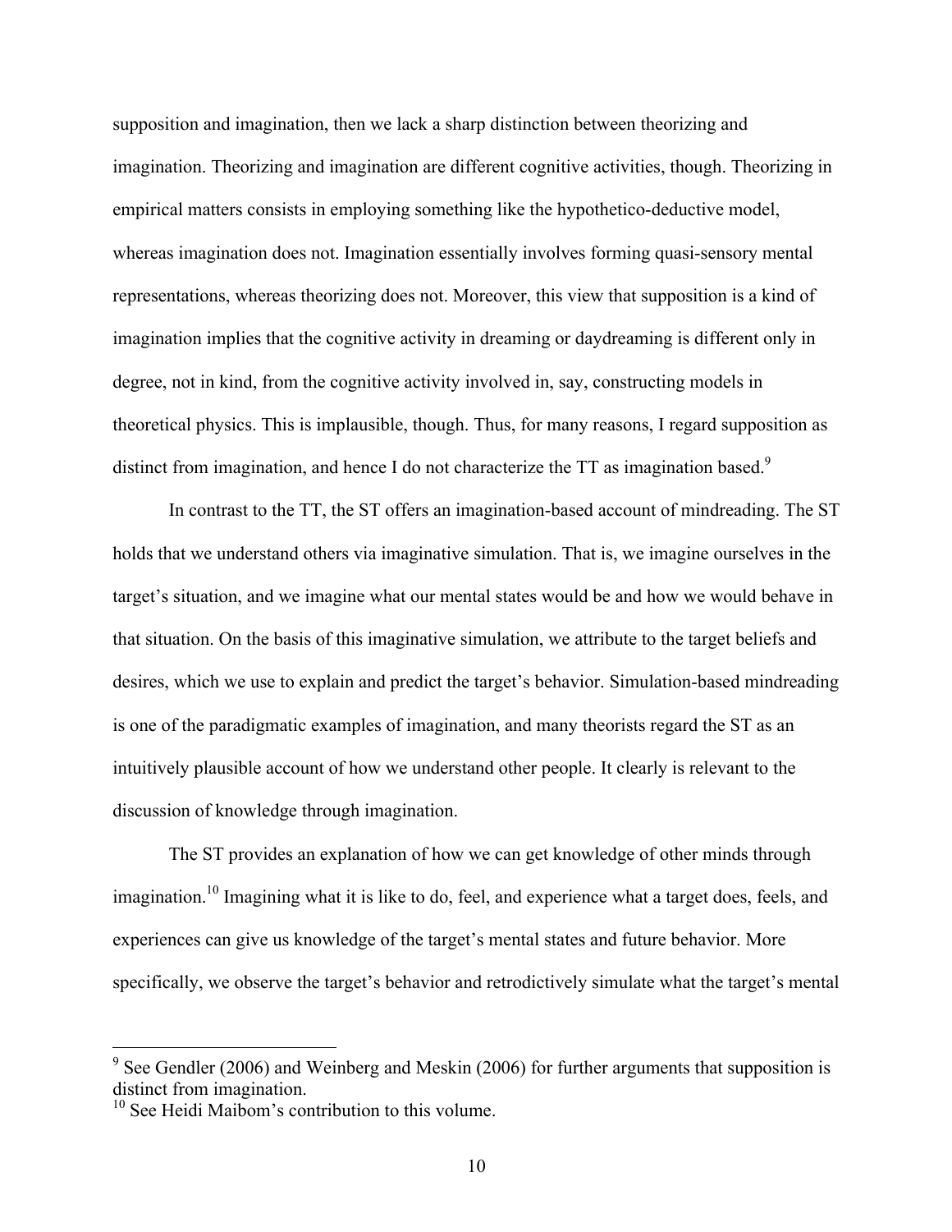supposition and imagination, then we lack a sharp distinction between theorizing and imagination. Theorizing and imagination are different cognitive activities, though. Theorizing in empirical matters consists in employing something like the hypothetico-deductive model, whereas imagination does not. Imagination essentially involves forming quasi-sensory mental representations, whereas theorizing does not. Moreover, this view that supposition is a kind of imagination implies that the cognitive activity in dreaming or daydreaming is different only in degree, not in kind, from the cognitive activity involved in, say, constructing models in theoretical physics. This is implausible, though. Thus, for many reasons, I regard supposition as distinct from imagination, and hence I do not characterize the TT as imagination based.[9]

In contrast to the TT, the ST offers an imagination-based account of mindreading. The ST holds that we understand others via imaginative simulation. That is, we imagine ourselves in the target's situation, and we imagine what our mental states would be and how we would behave in that situation. On the basis of this imaginative simulation, we attribute to the target beliefs and desires, which we use to explain and predict the target's behavior. Simulation-based mindreading is one of the paradigmatic examples of imagination, and many theorists regard the ST as an intuitively plausible account of how we understand other people. It clearly is relevant to the discussion of knowledge through imagination.

The ST provides an explanation of how we can get knowledge of other minds through imagination.[10] Imagining what it is like to do, feel, and experience what a target does, feels, and experiences can give us knowledge of the target's mental states and future behavior. More specifically, we observe the target's behavior and retrodictively simulate what the target's mental

---

[9] See Gendler (2006) and Weinberg and Meskin (2006) for further arguments that supposition is distinct from imagination.

[10] See Heidi Maibom's contribution to this volume.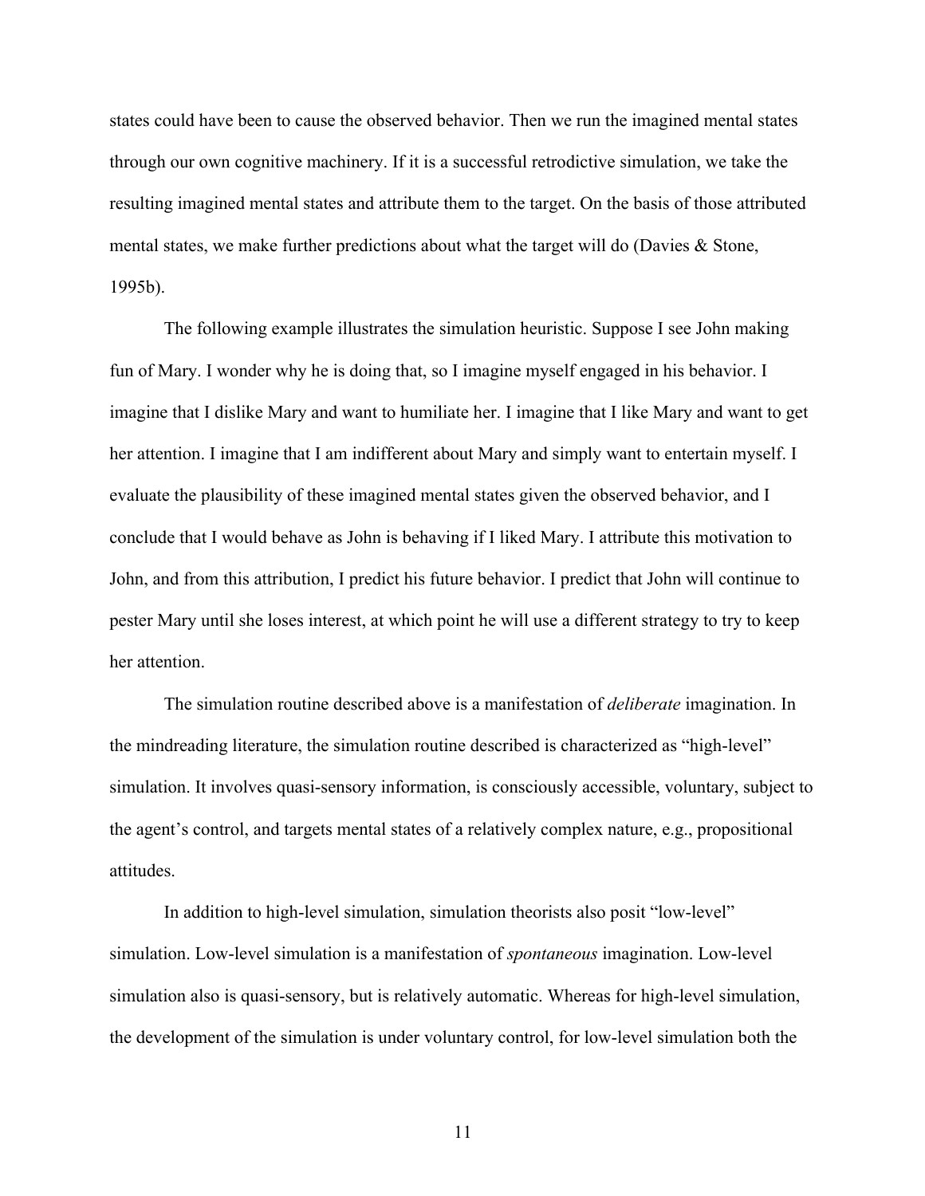states could have been to cause the observed behavior. Then we run the imagined mental states through our own cognitive machinery. If it is a successful retrodictive simulation, we take the resulting imagined mental states and attribute them to the target. On the basis of those attributed mental states, we make further predictions about what the target will do (Davies & Stone, 1995b).

The following example illustrates the simulation heuristic. Suppose I see John making fun of Mary. I wonder why he is doing that, so I imagine myself engaged in his behavior. I imagine that I dislike Mary and want to humiliate her. I imagine that I like Mary and want to get her attention. I imagine that I am indifferent about Mary and simply want to entertain myself. I evaluate the plausibility of these imagined mental states given the observed behavior, and I conclude that I would behave as John is behaving if I liked Mary. I attribute this motivation to John, and from this attribution, I predict his future behavior. I predict that John will continue to pester Mary until she loses interest, at which point he will use a different strategy to try to keep her attention.

The simulation routine described above is a manifestation of *deliberate* imagination. In the mindreading literature, the simulation routine described is characterized as "high-level" simulation. It involves quasi-sensory information, is consciously accessible, voluntary, subject to the agent's control, and targets mental states of a relatively complex nature, e.g., propositional attitudes.

In addition to high-level simulation, simulation theorists also posit "low-level" simulation. Low-level simulation is a manifestation of *spontaneous* imagination. Low-level simulation also is quasi-sensory, but is relatively automatic. Whereas for high-level simulation, the development of the simulation is under voluntary control, for low-level simulation both the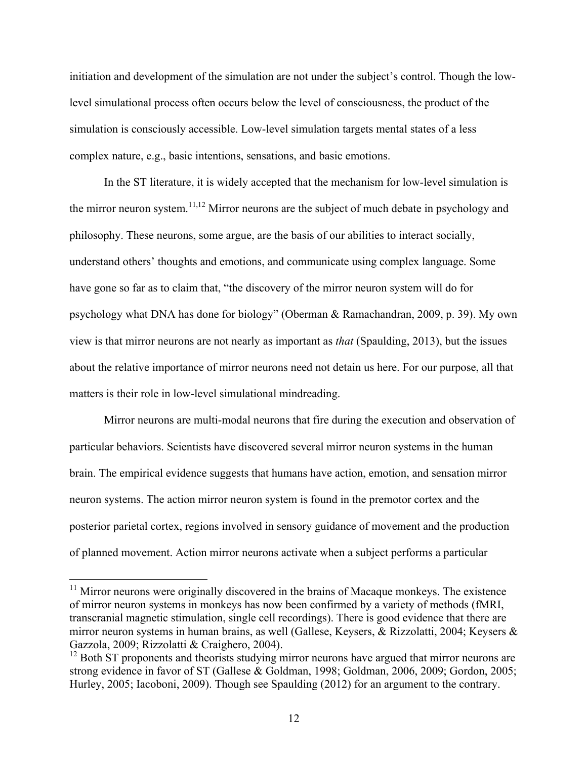initiation and development of the simulation are not under the subject's control. Though the low-level simulational process often occurs below the level of consciousness, the product of the simulation is consciously accessible. Low-level simulation targets mental states of a less complex nature, e.g., basic intentions, sensations, and basic emotions.

In the ST literature, it is widely accepted that the mechanism for low-level simulation is the mirror neuron system.[11,12] Mirror neurons are the subject of much debate in psychology and philosophy. These neurons, some argue, are the basis of our abilities to interact socially, understand others' thoughts and emotions, and communicate using complex language. Some have gone so far as to claim that, "the discovery of the mirror neuron system will do for psychology what DNA has done for biology" (Oberman & Ramachandran, 2009, p. 39). My own view is that mirror neurons are not nearly as important as *that* (Spaulding, 2013), but the issues about the relative importance of mirror neurons need not detain us here. For our purpose, all that matters is their role in low-level simulational mindreading.

Mirror neurons are multi-modal neurons that fire during the execution and observation of particular behaviors. Scientists have discovered several mirror neuron systems in the human brain. The empirical evidence suggests that humans have action, emotion, and sensation mirror neuron systems. The action mirror neuron system is found in the premotor cortex and the posterior parietal cortex, regions involved in sensory guidance of movement and the production of planned movement. Action mirror neurons activate when a subject performs a particular

---

[11] Mirror neurons were originally discovered in the brains of Macaque monkeys. The existence of mirror neuron systems in monkeys has now been confirmed by a variety of methods (fMRI, transcranial magnetic stimulation, single cell recordings). There is good evidence that there are mirror neuron systems in human brains, as well (Gallese, Keysers, & Rizzolatti, 2004; Keysers & Gazzola, 2009; Rizzolatti & Craighero, 2004).

[12] Both ST proponents and theorists studying mirror neurons have argued that mirror neurons are strong evidence in favor of ST (Gallese & Goldman, 1998; Goldman, 2006, 2009; Gordon, 2005; Hurley, 2005; Iacoboni, 2009). Though see Spaulding (2012) for an argument to the contrary.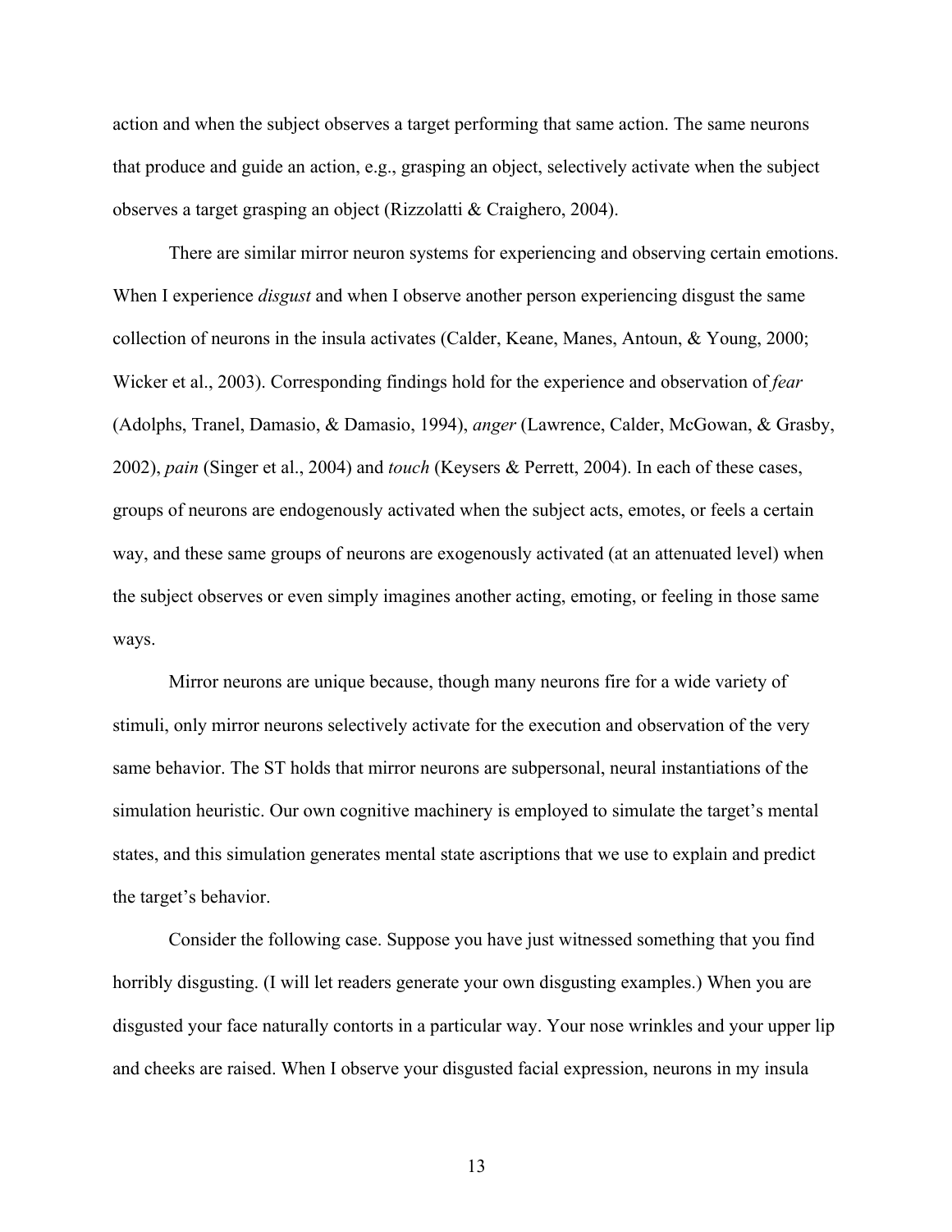action and when the subject observes a target performing that same action. The same neurons that produce and guide an action, e.g., grasping an object, selectively activate when the subject observes a target grasping an object (Rizzolatti & Craighero, 2004).

There are similar mirror neuron systems for experiencing and observing certain emotions. When I experience *disgust* and when I observe another person experiencing disgust the same collection of neurons in the insula activates (Calder, Keane, Manes, Antoun, & Young, 2000; Wicker et al., 2003). Corresponding findings hold for the experience and observation of *fear* (Adolphs, Tranel, Damasio, & Damasio, 1994), *anger* (Lawrence, Calder, McGowan, & Grasby, 2002), *pain* (Singer et al., 2004) and *touch* (Keysers & Perrett, 2004). In each of these cases, groups of neurons are endogenously activated when the subject acts, emotes, or feels a certain way, and these same groups of neurons are exogenously activated (at an attenuated level) when the subject observes or even simply imagines another acting, emoting, or feeling in those same ways.

Mirror neurons are unique because, though many neurons fire for a wide variety of stimuli, only mirror neurons selectively activate for the execution and observation of the very same behavior. The ST holds that mirror neurons are subpersonal, neural instantiations of the simulation heuristic. Our own cognitive machinery is employed to simulate the target's mental states, and this simulation generates mental state ascriptions that we use to explain and predict the target's behavior.

Consider the following case. Suppose you have just witnessed something that you find horribly disgusting. (I will let readers generate your own disgusting examples.) When you are disgusted your face naturally contorts in a particular way. Your nose wrinkles and your upper lip and cheeks are raised. When I observe your disgusted facial expression, neurons in my insula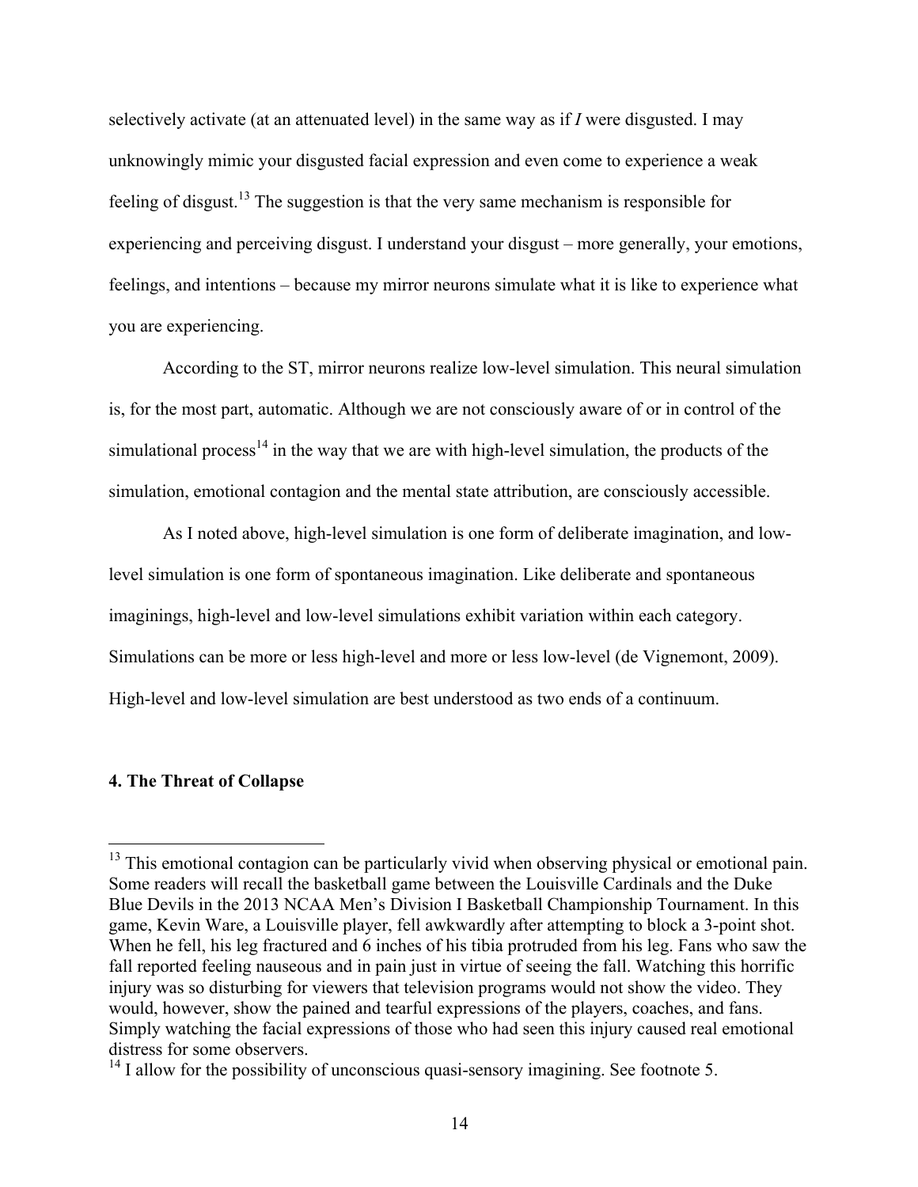selectively activate (at an attenuated level) in the same way as if *I* were disgusted. I may unknowingly mimic your disgusted facial expression and even come to experience a weak feeling of disgust.[13] The suggestion is that the very same mechanism is responsible for experiencing and perceiving disgust. I understand your disgust – more generally, your emotions, feelings, and intentions – because my mirror neurons simulate what it is like to experience what you are experiencing.

According to the ST, mirror neurons realize low-level simulation. This neural simulation is, for the most part, automatic. Although we are not consciously aware of or in control of the simulational process[14] in the way that we are with high-level simulation, the products of the simulation, emotional contagion and the mental state attribution, are consciously accessible.

As I noted above, high-level simulation is one form of deliberate imagination, and low-level simulation is one form of spontaneous imagination. Like deliberate and spontaneous imaginings, high-level and low-level simulations exhibit variation within each category. Simulations can be more or less high-level and more or less low-level (de Vignemont, 2009). High-level and low-level simulation are best understood as two ends of a continuum.

## 4. The Threat of Collapse

[13] This emotional contagion can be particularly vivid when observing physical or emotional pain. Some readers will recall the basketball game between the Louisville Cardinals and the Duke Blue Devils in the 2013 NCAA Men's Division I Basketball Championship Tournament. In this game, Kevin Ware, a Louisville player, fell awkwardly after attempting to block a 3-point shot. When he fell, his leg fractured and 6 inches of his tibia protruded from his leg. Fans who saw the fall reported feeling nauseous and in pain just in virtue of seeing the fall. Watching this horrific injury was so disturbing for viewers that television programs would not show the video. They would, however, show the pained and tearful expressions of the players, coaches, and fans. Simply watching the facial expressions of those who had seen this injury caused real emotional distress for some observers.

[14] I allow for the possibility of unconscious quasi-sensory imagining. See footnote 5.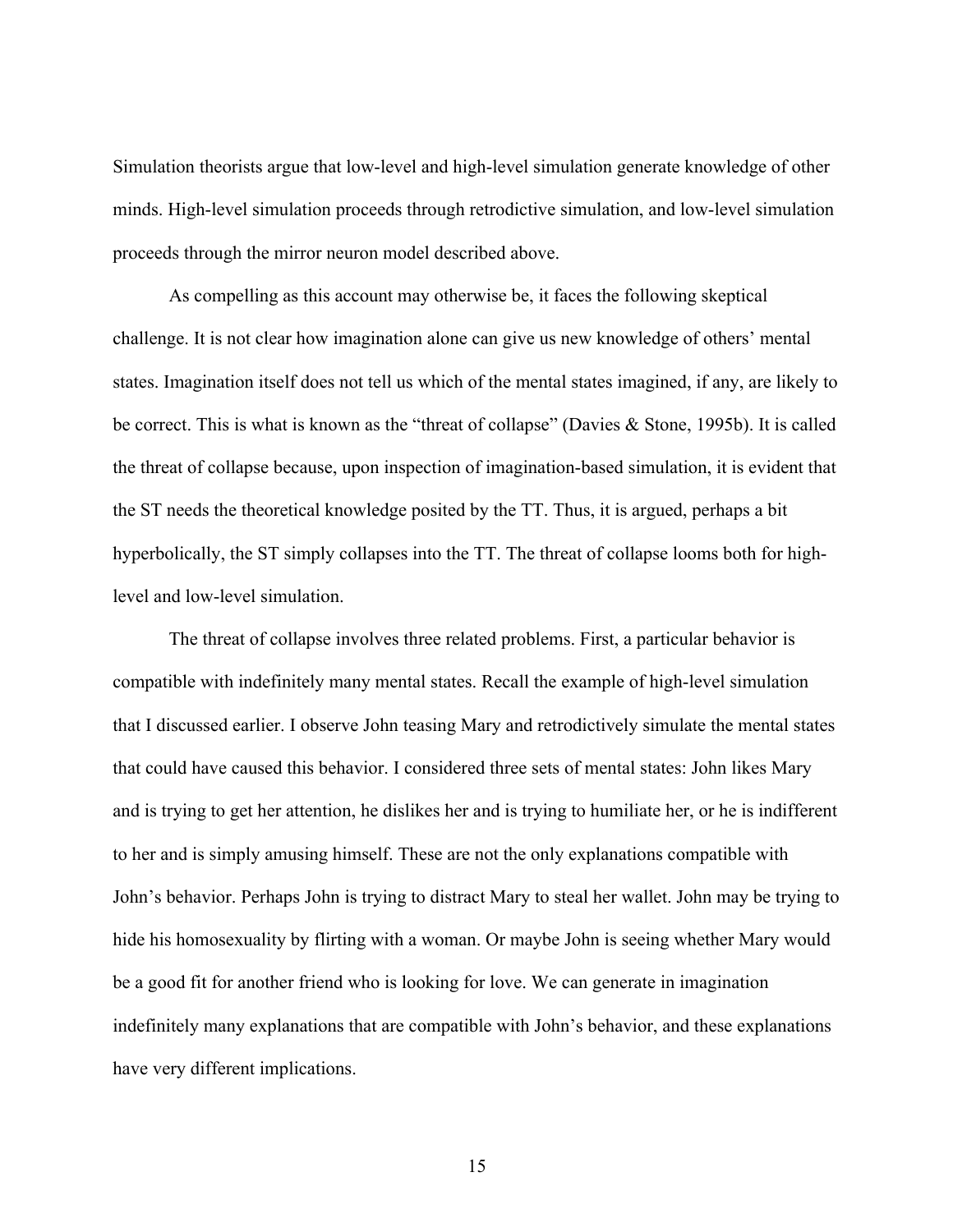Simulation theorists argue that low-level and high-level simulation generate knowledge of other minds. High-level simulation proceeds through retrodictive simulation, and low-level simulation proceeds through the mirror neuron model described above.

As compelling as this account may otherwise be, it faces the following skeptical challenge. It is not clear how imagination alone can give us new knowledge of others' mental states. Imagination itself does not tell us which of the mental states imagined, if any, are likely to be correct. This is what is known as the "threat of collapse" (Davies & Stone, 1995b). It is called the threat of collapse because, upon inspection of imagination-based simulation, it is evident that the ST needs the theoretical knowledge posited by the TT. Thus, it is argued, perhaps a bit hyperbolically, the ST simply collapses into the TT. The threat of collapse looms both for high-level and low-level simulation.

The threat of collapse involves three related problems. First, a particular behavior is compatible with indefinitely many mental states. Recall the example of high-level simulation that I discussed earlier. I observe John teasing Mary and retrodictively simulate the mental states that could have caused this behavior. I considered three sets of mental states: John likes Mary and is trying to get her attention, he dislikes her and is trying to humiliate her, or he is indifferent to her and is simply amusing himself. These are not the only explanations compatible with John's behavior. Perhaps John is trying to distract Mary to steal her wallet. John may be trying to hide his homosexuality by flirting with a woman. Or maybe John is seeing whether Mary would be a good fit for another friend who is looking for love. We can generate in imagination indefinitely many explanations that are compatible with John's behavior, and these explanations have very different implications.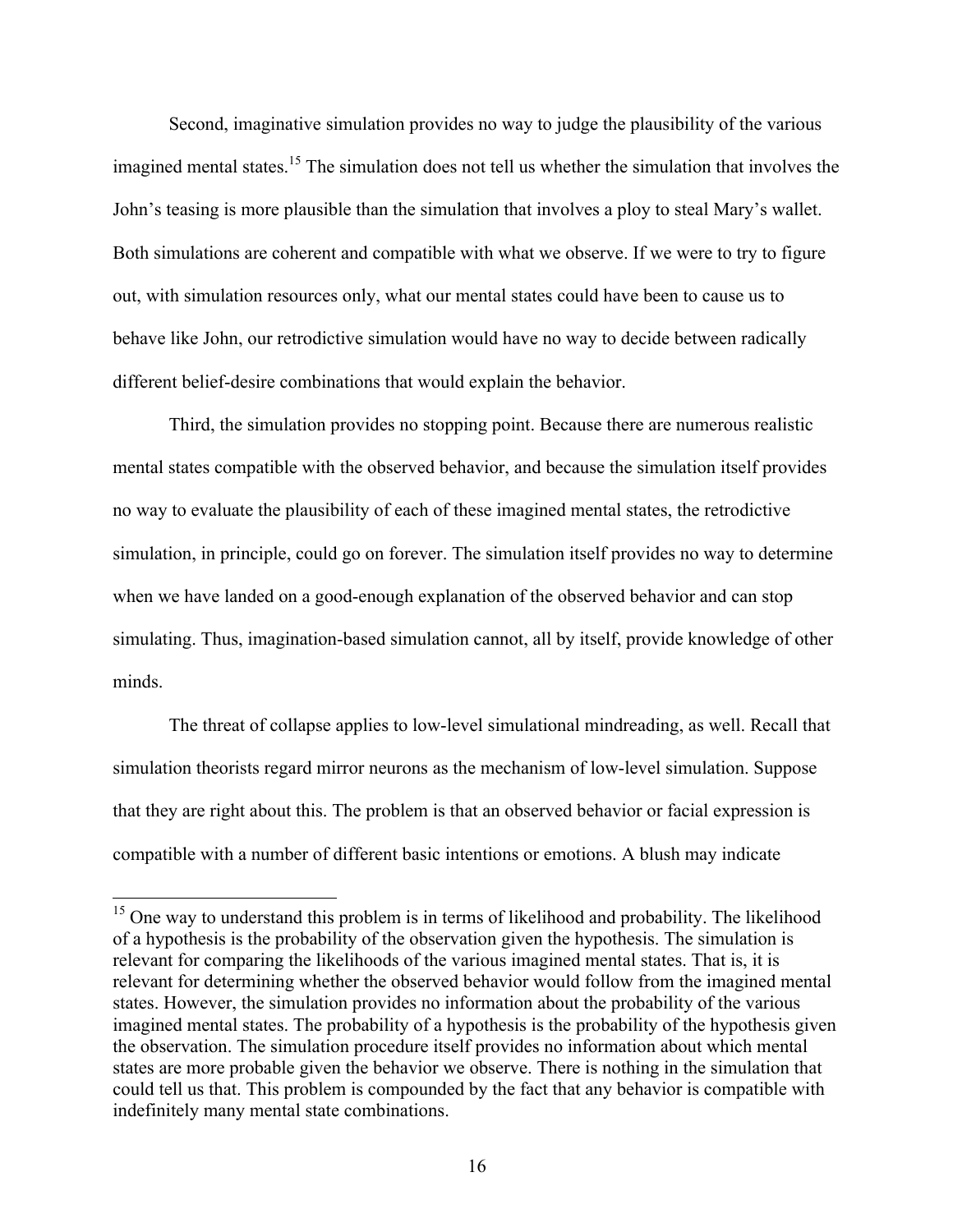Second, imaginative simulation provides no way to judge the plausibility of the various imagined mental states.[15] The simulation does not tell us whether the simulation that involves the John's teasing is more plausible than the simulation that involves a ploy to steal Mary's wallet. Both simulations are coherent and compatible with what we observe. If we were to try to figure out, with simulation resources only, what our mental states could have been to cause us to behave like John, our retrodictive simulation would have no way to decide between radically different belief-desire combinations that would explain the behavior.

Third, the simulation provides no stopping point. Because there are numerous realistic mental states compatible with the observed behavior, and because the simulation itself provides no way to evaluate the plausibility of each of these imagined mental states, the retrodictive simulation, in principle, could go on forever. The simulation itself provides no way to determine when we have landed on a good-enough explanation of the observed behavior and can stop simulating. Thus, imagination-based simulation cannot, all by itself, provide knowledge of other minds.

The threat of collapse applies to low-level simulational mindreading, as well. Recall that simulation theorists regard mirror neurons as the mechanism of low-level simulation. Suppose that they are right about this. The problem is that an observed behavior or facial expression is compatible with a number of different basic intentions or emotions. A blush may indicate

---

[15] One way to understand this problem is in terms of likelihood and probability. The likelihood of a hypothesis is the probability of the observation given the hypothesis. The simulation is relevant for comparing the likelihoods of the various imagined mental states. That is, it is relevant for determining whether the observed behavior would follow from the imagined mental states. However, the simulation provides no information about the probability of the various imagined mental states. The probability of a hypothesis is the probability of the hypothesis given the observation. The simulation procedure itself provides no information about which mental states are more probable given the behavior we observe. There is nothing in the simulation that could tell us that. This problem is compounded by the fact that any behavior is compatible with indefinitely many mental state combinations.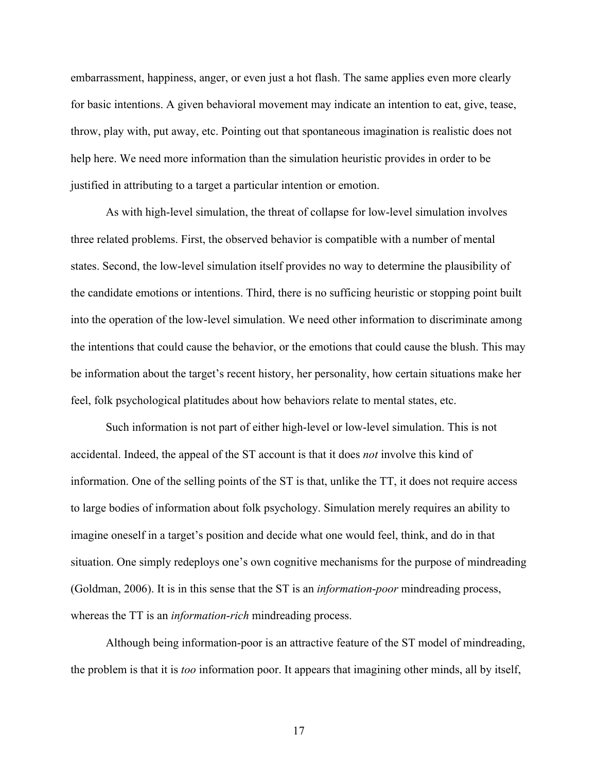embarrassment, happiness, anger, or even just a hot flash. The same applies even more clearly for basic intentions. A given behavioral movement may indicate an intention to eat, give, tease, throw, play with, put away, etc. Pointing out that spontaneous imagination is realistic does not help here. We need more information than the simulation heuristic provides in order to be justified in attributing to a target a particular intention or emotion.

As with high-level simulation, the threat of collapse for low-level simulation involves three related problems. First, the observed behavior is compatible with a number of mental states. Second, the low-level simulation itself provides no way to determine the plausibility of the candidate emotions or intentions. Third, there is no sufficing heuristic or stopping point built into the operation of the low-level simulation. We need other information to discriminate among the intentions that could cause the behavior, or the emotions that could cause the blush. This may be information about the target's recent history, her personality, how certain situations make her feel, folk psychological platitudes about how behaviors relate to mental states, etc.

Such information is not part of either high-level or low-level simulation. This is not accidental. Indeed, the appeal of the ST account is that it does *not* involve this kind of information. One of the selling points of the ST is that, unlike the TT, it does not require access to large bodies of information about folk psychology. Simulation merely requires an ability to imagine oneself in a target's position and decide what one would feel, think, and do in that situation. One simply redeploys one's own cognitive mechanisms for the purpose of mindreading (Goldman, 2006). It is in this sense that the ST is an *information-poor* mindreading process, whereas the TT is an *information-rich* mindreading process.

Although being information-poor is an attractive feature of the ST model of mindreading, the problem is that it is *too* information poor. It appears that imagining other minds, all by itself,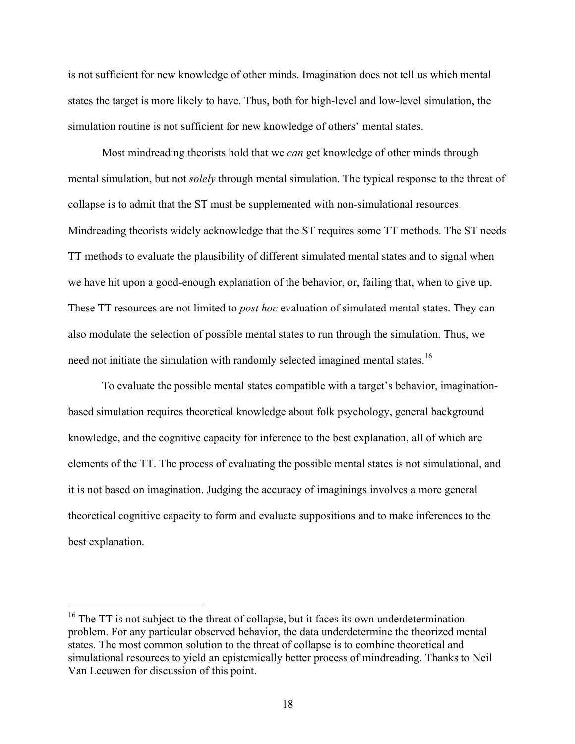is not sufficient for new knowledge of other minds. Imagination does not tell us which mental states the target is more likely to have. Thus, both for high-level and low-level simulation, the simulation routine is not sufficient for new knowledge of others' mental states.

Most mindreading theorists hold that we *can* get knowledge of other minds through mental simulation, but not *solely* through mental simulation. The typical response to the threat of collapse is to admit that the ST must be supplemented with non-simulational resources. Mindreading theorists widely acknowledge that the ST requires some TT methods. The ST needs TT methods to evaluate the plausibility of different simulated mental states and to signal when we have hit upon a good-enough explanation of the behavior, or, failing that, when to give up. These TT resources are not limited to *post hoc* evaluation of simulated mental states. They can also modulate the selection of possible mental states to run through the simulation. Thus, we need not initiate the simulation with randomly selected imagined mental states.[16]

To evaluate the possible mental states compatible with a target's behavior, imagination-based simulation requires theoretical knowledge about folk psychology, general background knowledge, and the cognitive capacity for inference to the best explanation, all of which are elements of the TT. The process of evaluating the possible mental states is not simulational, and it is not based on imagination. Judging the accuracy of imaginings involves a more general theoretical cognitive capacity to form and evaluate suppositions and to make inferences to the best explanation.

---

[16] The TT is not subject to the threat of collapse, but it faces its own underdetermination problem. For any particular observed behavior, the data underdetermine the theorized mental states. The most common solution to the threat of collapse is to combine theoretical and simulational resources to yield an epistemically better process of mindreading. Thanks to Neil Van Leeuwen for discussion of this point.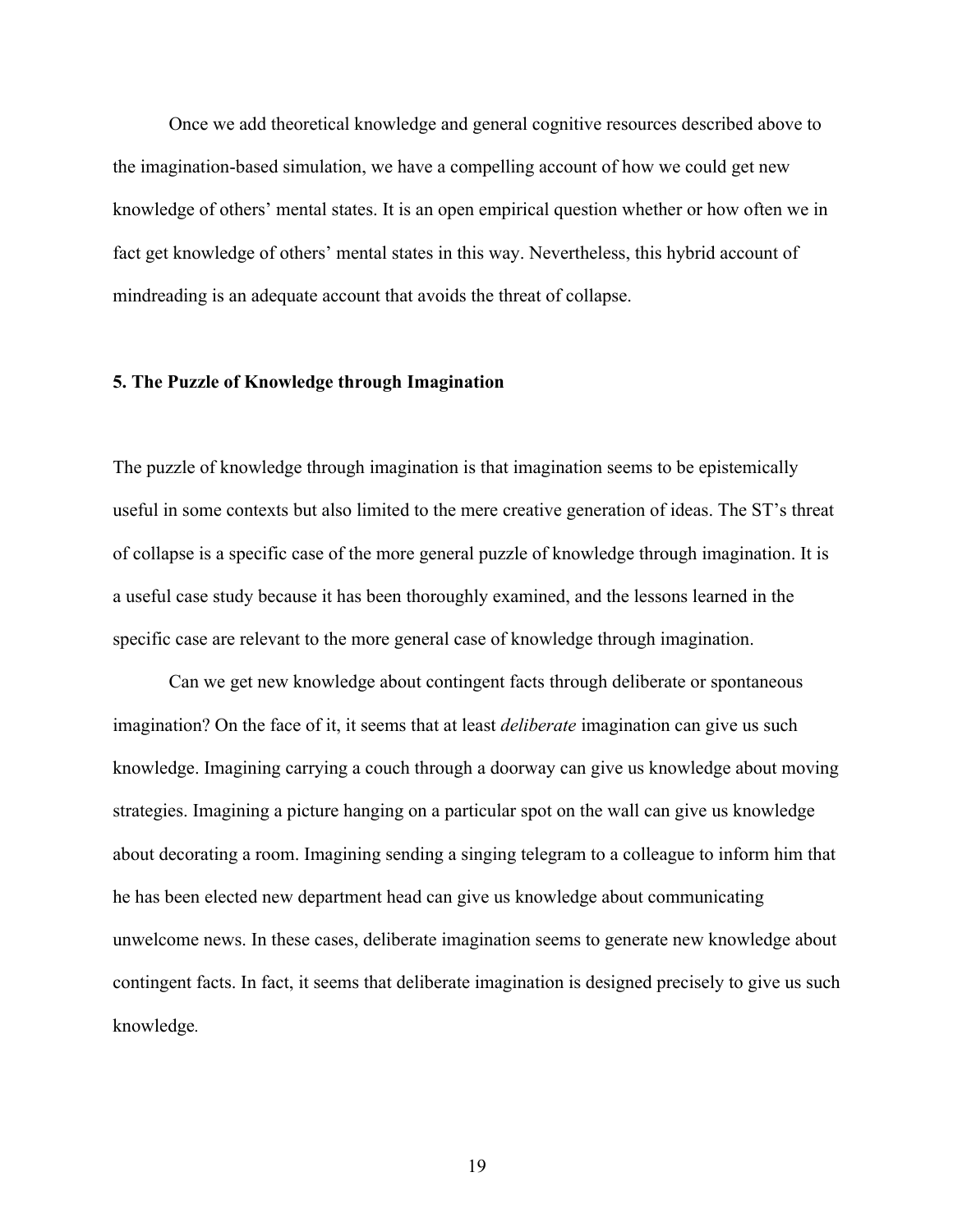Once we add theoretical knowledge and general cognitive resources described above to the imagination-based simulation, we have a compelling account of how we could get new knowledge of others' mental states. It is an open empirical question whether or how often we in fact get knowledge of others' mental states in this way. Nevertheless, this hybrid account of mindreading is an adequate account that avoids the threat of collapse.

## 5. The Puzzle of Knowledge through Imagination

The puzzle of knowledge through imagination is that imagination seems to be epistemically useful in some contexts but also limited to the mere creative generation of ideas. The ST's threat of collapse is a specific case of the more general puzzle of knowledge through imagination. It is a useful case study because it has been thoroughly examined, and the lessons learned in the specific case are relevant to the more general case of knowledge through imagination.

Can we get new knowledge about contingent facts through deliberate or spontaneous imagination? On the face of it, it seems that at least *deliberate* imagination can give us such knowledge. Imagining carrying a couch through a doorway can give us knowledge about moving strategies. Imagining a picture hanging on a particular spot on the wall can give us knowledge about decorating a room. Imagining sending a singing telegram to a colleague to inform him that he has been elected new department head can give us knowledge about communicating unwelcome news. In these cases, deliberate imagination seems to generate new knowledge about contingent facts. In fact, it seems that deliberate imagination is designed precisely to give us such knowledge.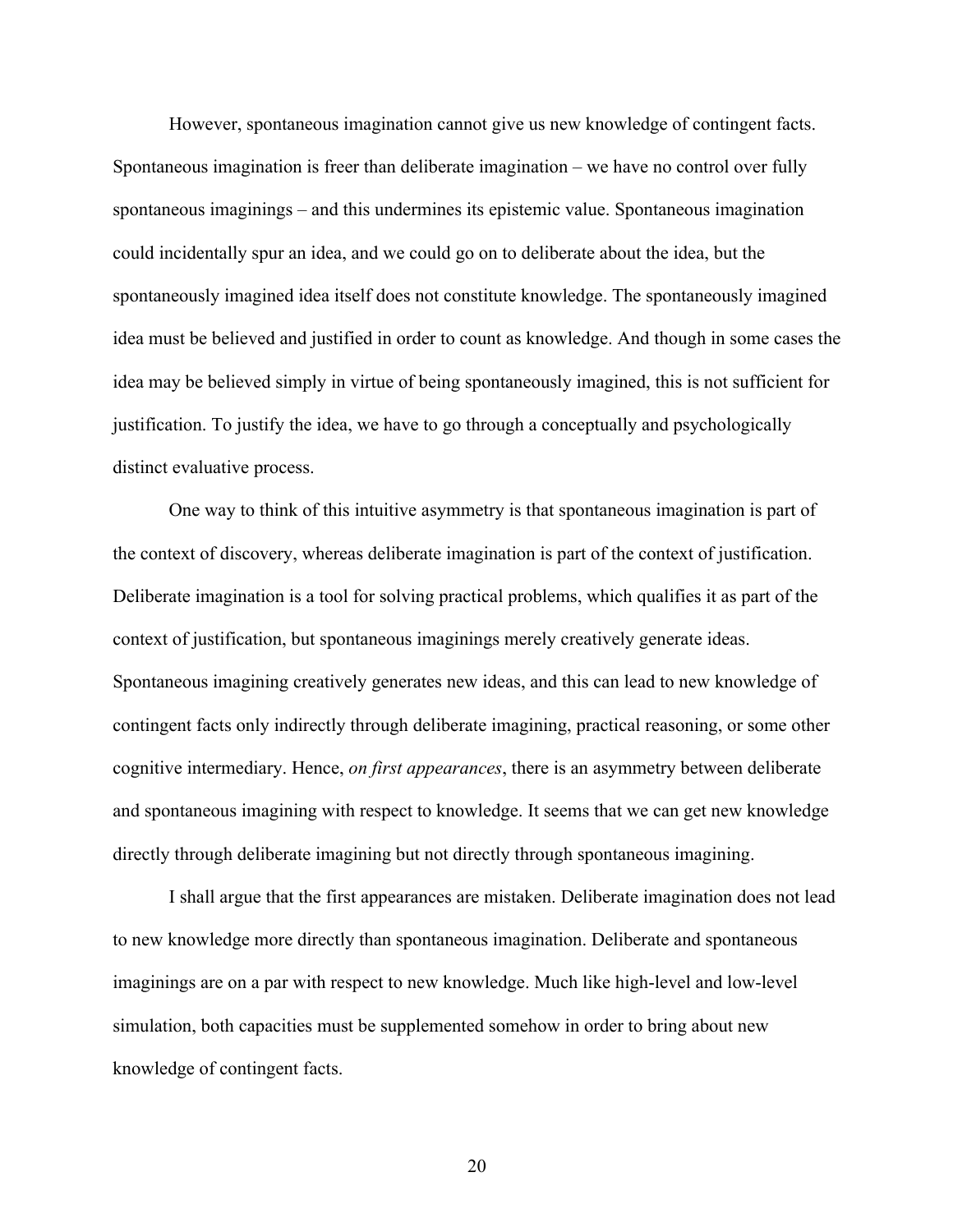However, spontaneous imagination cannot give us new knowledge of contingent facts. Spontaneous imagination is freer than deliberate imagination – we have no control over fully spontaneous imaginings – and this undermines its epistemic value. Spontaneous imagination could incidentally spur an idea, and we could go on to deliberate about the idea, but the spontaneously imagined idea itself does not constitute knowledge. The spontaneously imagined idea must be believed and justified in order to count as knowledge. And though in some cases the idea may be believed simply in virtue of being spontaneously imagined, this is not sufficient for justification. To justify the idea, we have to go through a conceptually and psychologically distinct evaluative process.

One way to think of this intuitive asymmetry is that spontaneous imagination is part of the context of discovery, whereas deliberate imagination is part of the context of justification. Deliberate imagination is a tool for solving practical problems, which qualifies it as part of the context of justification, but spontaneous imaginings merely creatively generate ideas. Spontaneous imagining creatively generates new ideas, and this can lead to new knowledge of contingent facts only indirectly through deliberate imagining, practical reasoning, or some other cognitive intermediary. Hence, *on first appearances*, there is an asymmetry between deliberate and spontaneous imagining with respect to knowledge. It seems that we can get new knowledge directly through deliberate imagining but not directly through spontaneous imagining.

I shall argue that the first appearances are mistaken. Deliberate imagination does not lead to new knowledge more directly than spontaneous imagination. Deliberate and spontaneous imaginings are on a par with respect to new knowledge. Much like high-level and low-level simulation, both capacities must be supplemented somehow in order to bring about new knowledge of contingent facts.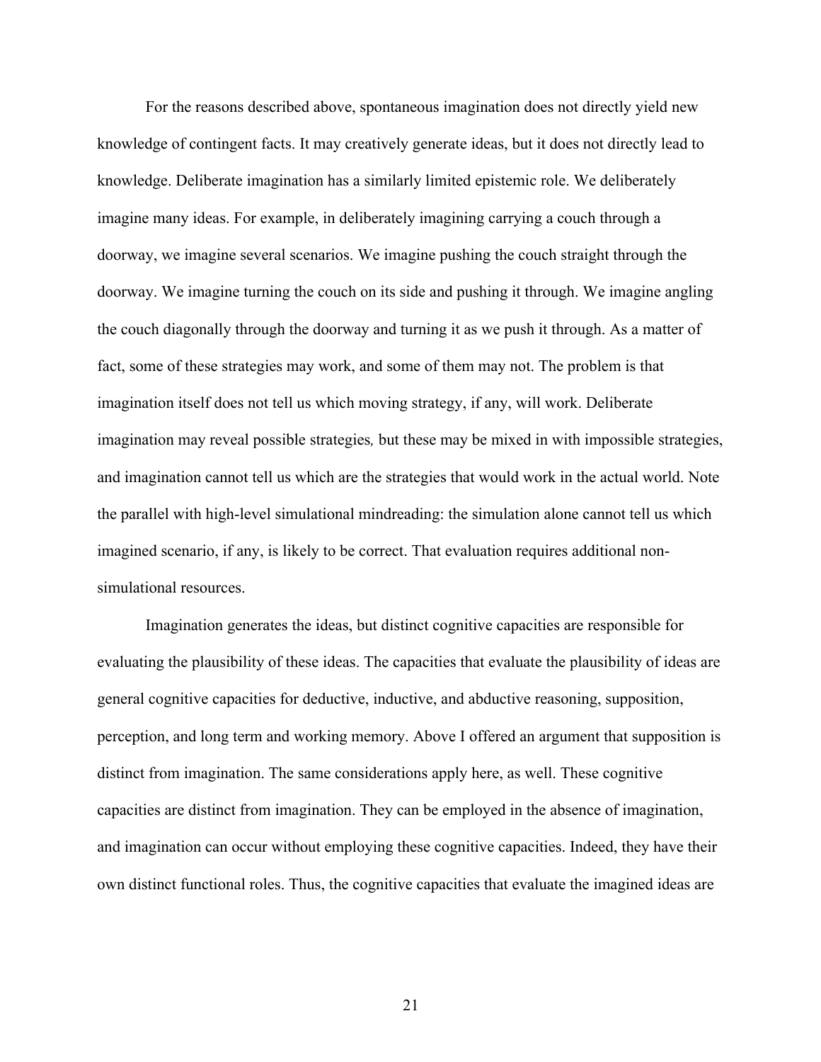For the reasons described above, spontaneous imagination does not directly yield new knowledge of contingent facts. It may creatively generate ideas, but it does not directly lead to knowledge. Deliberate imagination has a similarly limited epistemic role. We deliberately imagine many ideas. For example, in deliberately imagining carrying a couch through a doorway, we imagine several scenarios. We imagine pushing the couch straight through the doorway. We imagine turning the couch on its side and pushing it through. We imagine angling the couch diagonally through the doorway and turning it as we push it through. As a matter of fact, some of these strategies may work, and some of them may not. The problem is that imagination itself does not tell us which moving strategy, if any, will work. Deliberate imagination may reveal possible strategies*,* but these may be mixed in with impossible strategies, and imagination cannot tell us which are the strategies that would work in the actual world. Note the parallel with high-level simulational mindreading: the simulation alone cannot tell us which imagined scenario, if any, is likely to be correct. That evaluation requires additional non-simulational resources.

Imagination generates the ideas, but distinct cognitive capacities are responsible for evaluating the plausibility of these ideas. The capacities that evaluate the plausibility of ideas are general cognitive capacities for deductive, inductive, and abductive reasoning, supposition, perception, and long term and working memory. Above I offered an argument that supposition is distinct from imagination. The same considerations apply here, as well. These cognitive capacities are distinct from imagination. They can be employed in the absence of imagination, and imagination can occur without employing these cognitive capacities. Indeed, they have their own distinct functional roles. Thus, the cognitive capacities that evaluate the imagined ideas are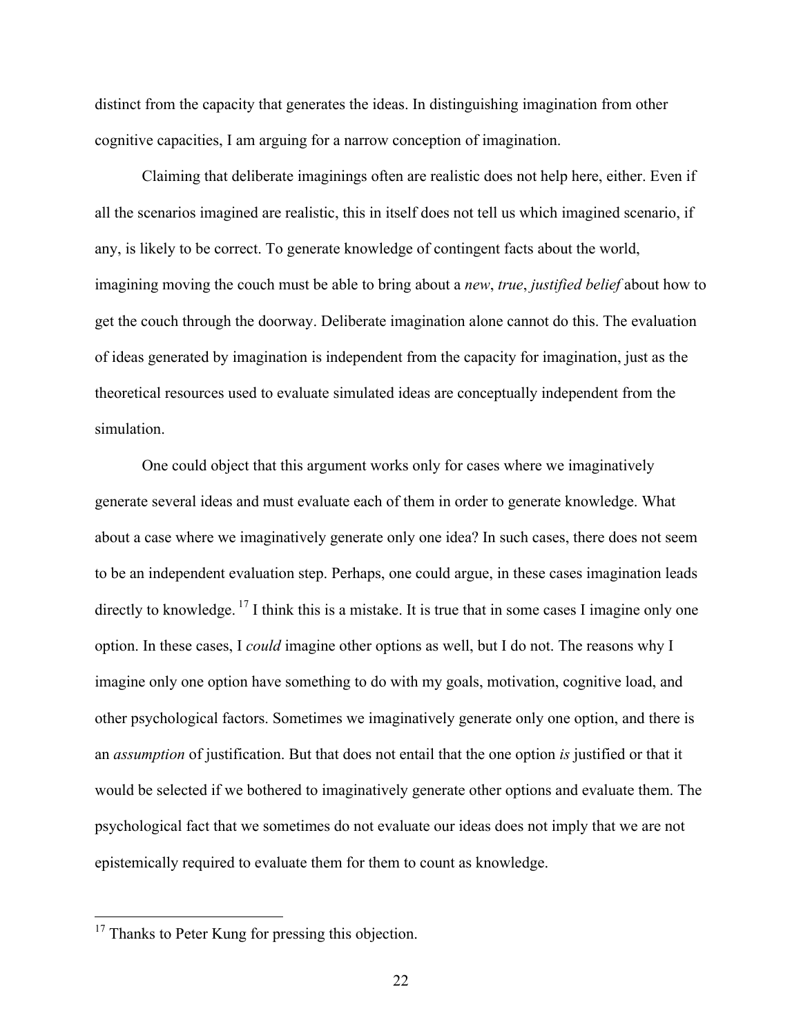distinct from the capacity that generates the ideas. In distinguishing imagination from other cognitive capacities, I am arguing for a narrow conception of imagination.

Claiming that deliberate imaginings often are realistic does not help here, either. Even if all the scenarios imagined are realistic, this in itself does not tell us which imagined scenario, if any, is likely to be correct. To generate knowledge of contingent facts about the world, imagining moving the couch must be able to bring about a *new*, *true*, *justified belief* about how to get the couch through the doorway. Deliberate imagination alone cannot do this. The evaluation of ideas generated by imagination is independent from the capacity for imagination, just as the theoretical resources used to evaluate simulated ideas are conceptually independent from the simulation.

One could object that this argument works only for cases where we imaginatively generate several ideas and must evaluate each of them in order to generate knowledge. What about a case where we imaginatively generate only one idea? In such cases, there does not seem to be an independent evaluation step. Perhaps, one could argue, in these cases imagination leads directly to knowledge. [17] I think this is a mistake. It is true that in some cases I imagine only one option. In these cases, I *could* imagine other options as well, but I do not. The reasons why I imagine only one option have something to do with my goals, motivation, cognitive load, and other psychological factors. Sometimes we imaginatively generate only one option, and there is an *assumption* of justification. But that does not entail that the one option *is* justified or that it would be selected if we bothered to imaginatively generate other options and evaluate them. The psychological fact that we sometimes do not evaluate our ideas does not imply that we are not epistemically required to evaluate them for them to count as knowledge.

[17] Thanks to Peter Kung for pressing this objection.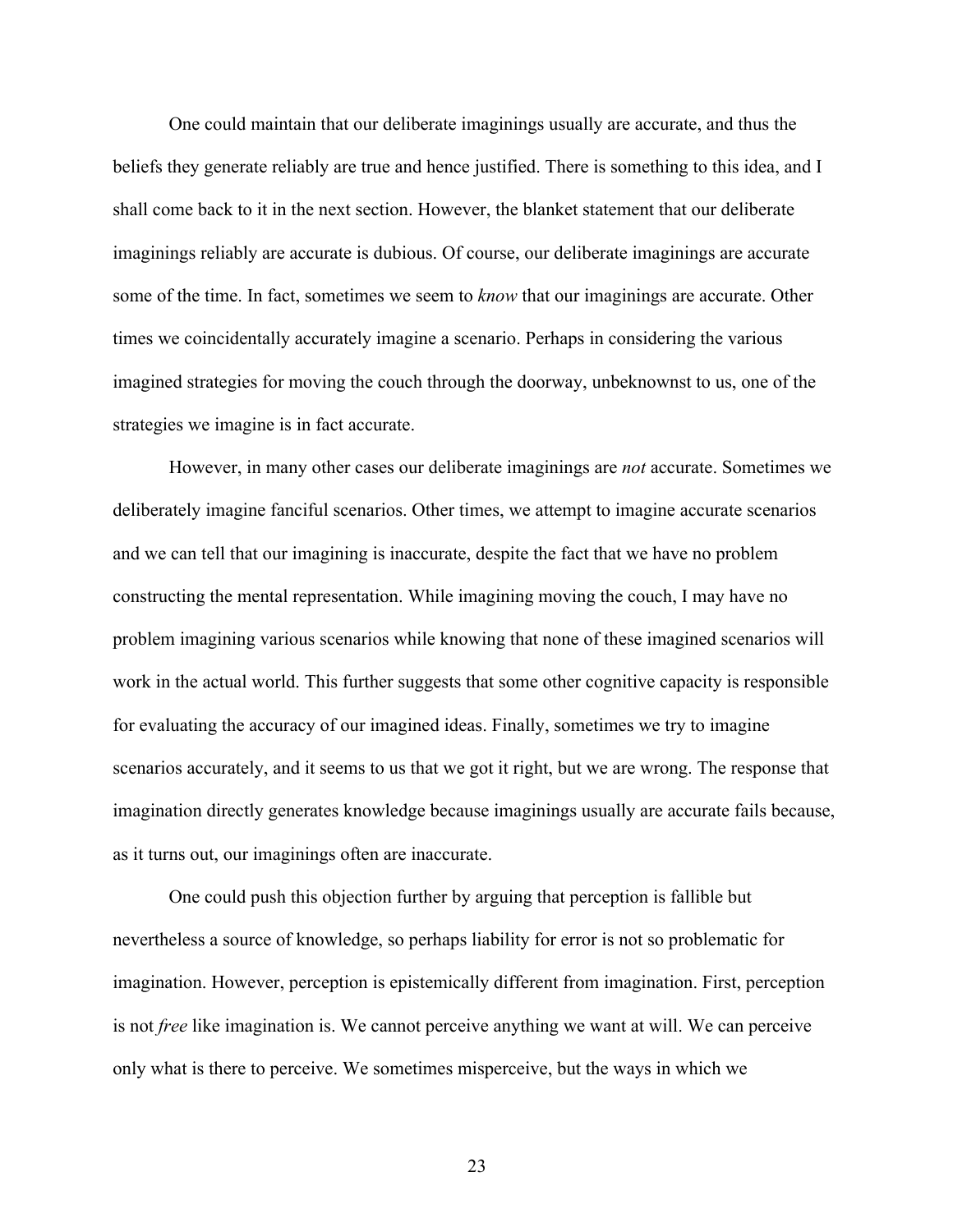One could maintain that our deliberate imaginings usually are accurate, and thus the beliefs they generate reliably are true and hence justified. There is something to this idea, and I shall come back to it in the next section. However, the blanket statement that our deliberate imaginings reliably are accurate is dubious. Of course, our deliberate imaginings are accurate some of the time. In fact, sometimes we seem to *know* that our imaginings are accurate. Other times we coincidentally accurately imagine a scenario. Perhaps in considering the various imagined strategies for moving the couch through the doorway, unbeknownst to us, one of the strategies we imagine is in fact accurate.

However, in many other cases our deliberate imaginings are *not* accurate. Sometimes we deliberately imagine fanciful scenarios. Other times, we attempt to imagine accurate scenarios and we can tell that our imagining is inaccurate, despite the fact that we have no problem constructing the mental representation. While imagining moving the couch, I may have no problem imagining various scenarios while knowing that none of these imagined scenarios will work in the actual world. This further suggests that some other cognitive capacity is responsible for evaluating the accuracy of our imagined ideas. Finally, sometimes we try to imagine scenarios accurately, and it seems to us that we got it right, but we are wrong. The response that imagination directly generates knowledge because imaginings usually are accurate fails because, as it turns out, our imaginings often are inaccurate.

One could push this objection further by arguing that perception is fallible but nevertheless a source of knowledge, so perhaps liability for error is not so problematic for imagination. However, perception is epistemically different from imagination. First, perception is not *free* like imagination is. We cannot perceive anything we want at will. We can perceive only what is there to perceive. We sometimes misperceive, but the ways in which we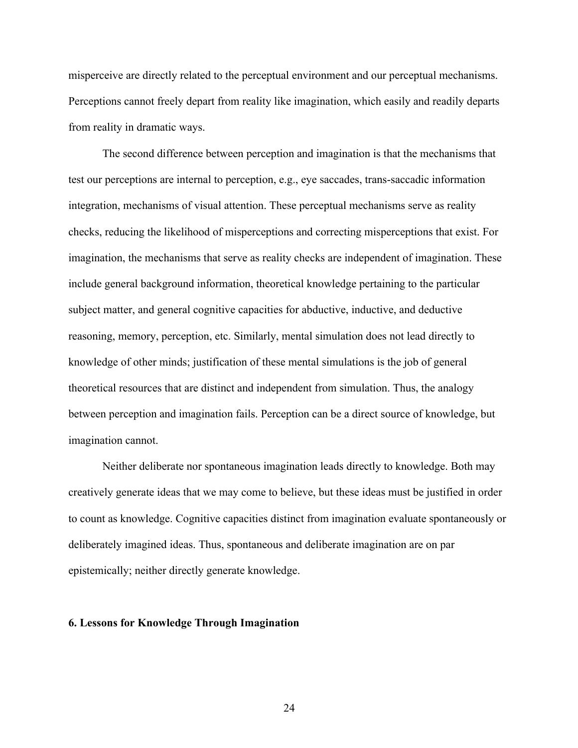misperceive are directly related to the perceptual environment and our perceptual mechanisms. Perceptions cannot freely depart from reality like imagination, which easily and readily departs from reality in dramatic ways.

The second difference between perception and imagination is that the mechanisms that test our perceptions are internal to perception, e.g., eye saccades, trans-saccadic information integration, mechanisms of visual attention. These perceptual mechanisms serve as reality checks, reducing the likelihood of misperceptions and correcting misperceptions that exist. For imagination, the mechanisms that serve as reality checks are independent of imagination. These include general background information, theoretical knowledge pertaining to the particular subject matter, and general cognitive capacities for abductive, inductive, and deductive reasoning, memory, perception, etc. Similarly, mental simulation does not lead directly to knowledge of other minds; justification of these mental simulations is the job of general theoretical resources that are distinct and independent from simulation. Thus, the analogy between perception and imagination fails. Perception can be a direct source of knowledge, but imagination cannot.

Neither deliberate nor spontaneous imagination leads directly to knowledge. Both may creatively generate ideas that we may come to believe, but these ideas must be justified in order to count as knowledge. Cognitive capacities distinct from imagination evaluate spontaneously or deliberately imagined ideas. Thus, spontaneous and deliberate imagination are on par epistemically; neither directly generate knowledge.

## 6. Lessons for Knowledge Through Imagination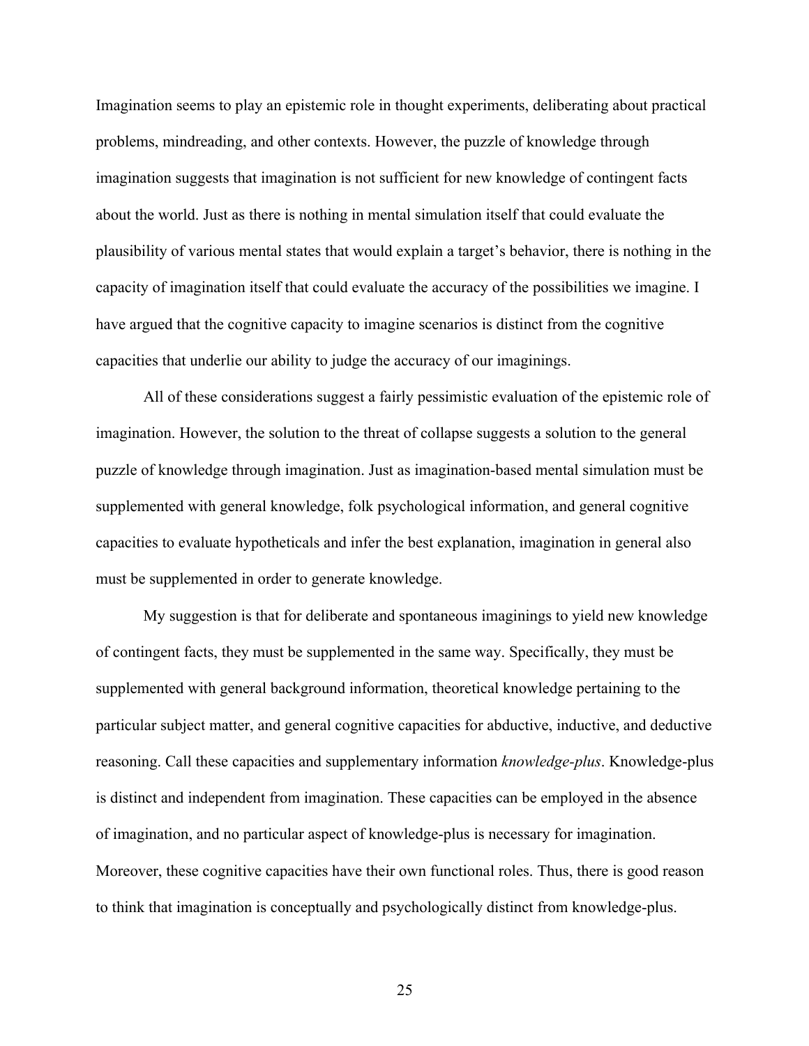Imagination seems to play an epistemic role in thought experiments, deliberating about practical problems, mindreading, and other contexts. However, the puzzle of knowledge through imagination suggests that imagination is not sufficient for new knowledge of contingent facts about the world. Just as there is nothing in mental simulation itself that could evaluate the plausibility of various mental states that would explain a target's behavior, there is nothing in the capacity of imagination itself that could evaluate the accuracy of the possibilities we imagine. I have argued that the cognitive capacity to imagine scenarios is distinct from the cognitive capacities that underlie our ability to judge the accuracy of our imaginings.

All of these considerations suggest a fairly pessimistic evaluation of the epistemic role of imagination. However, the solution to the threat of collapse suggests a solution to the general puzzle of knowledge through imagination. Just as imagination-based mental simulation must be supplemented with general knowledge, folk psychological information, and general cognitive capacities to evaluate hypotheticals and infer the best explanation, imagination in general also must be supplemented in order to generate knowledge.

My suggestion is that for deliberate and spontaneous imaginings to yield new knowledge of contingent facts, they must be supplemented in the same way. Specifically, they must be supplemented with general background information, theoretical knowledge pertaining to the particular subject matter, and general cognitive capacities for abductive, inductive, and deductive reasoning. Call these capacities and supplementary information *knowledge-plus*. Knowledge-plus is distinct and independent from imagination. These capacities can be employed in the absence of imagination, and no particular aspect of knowledge-plus is necessary for imagination. Moreover, these cognitive capacities have their own functional roles. Thus, there is good reason to think that imagination is conceptually and psychologically distinct from knowledge-plus.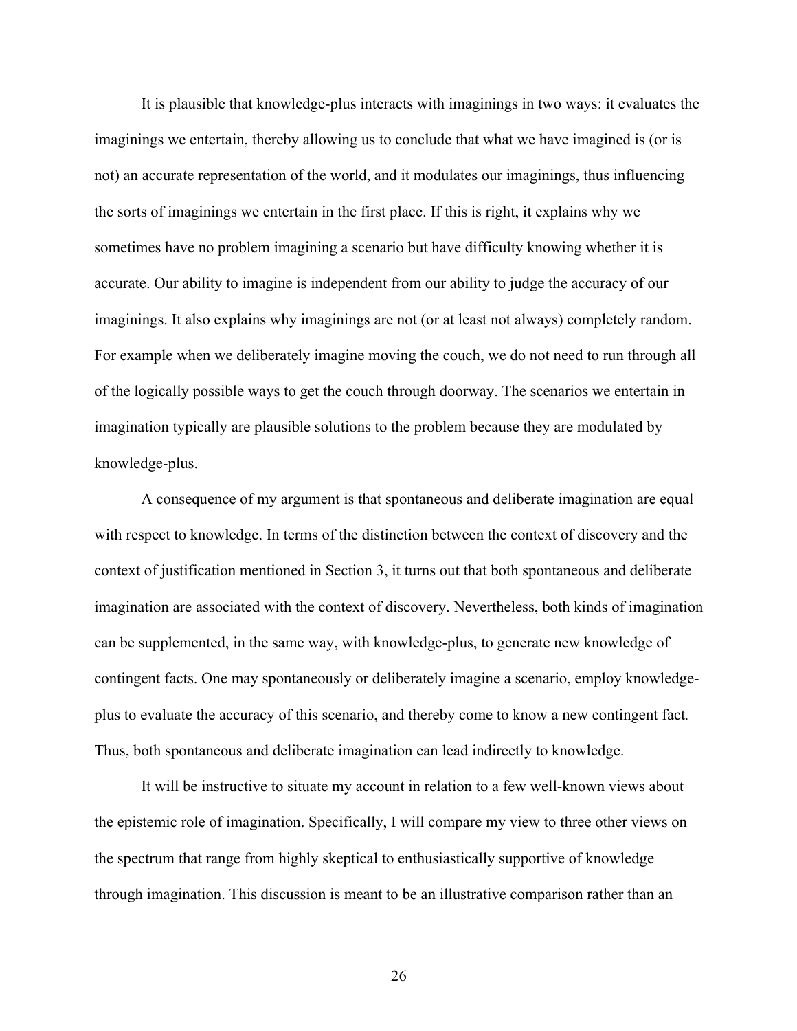It is plausible that knowledge-plus interacts with imaginings in two ways: it evaluates the imaginings we entertain, thereby allowing us to conclude that what we have imagined is (or is not) an accurate representation of the world, and it modulates our imaginings, thus influencing the sorts of imaginings we entertain in the first place. If this is right, it explains why we sometimes have no problem imagining a scenario but have difficulty knowing whether it is accurate. Our ability to imagine is independent from our ability to judge the accuracy of our imaginings. It also explains why imaginings are not (or at least not always) completely random. For example when we deliberately imagine moving the couch, we do not need to run through all of the logically possible ways to get the couch through doorway. The scenarios we entertain in imagination typically are plausible solutions to the problem because they are modulated by knowledge-plus.

A consequence of my argument is that spontaneous and deliberate imagination are equal with respect to knowledge. In terms of the distinction between the context of discovery and the context of justification mentioned in Section 3, it turns out that both spontaneous and deliberate imagination are associated with the context of discovery. Nevertheless, both kinds of imagination can be supplemented, in the same way, with knowledge-plus, to generate new knowledge of contingent facts. One may spontaneously or deliberately imagine a scenario, employ knowledge-plus to evaluate the accuracy of this scenario, and thereby come to know a new contingent fact. Thus, both spontaneous and deliberate imagination can lead indirectly to knowledge.

It will be instructive to situate my account in relation to a few well-known views about the epistemic role of imagination. Specifically, I will compare my view to three other views on the spectrum that range from highly skeptical to enthusiastically supportive of knowledge through imagination. This discussion is meant to be an illustrative comparison rather than an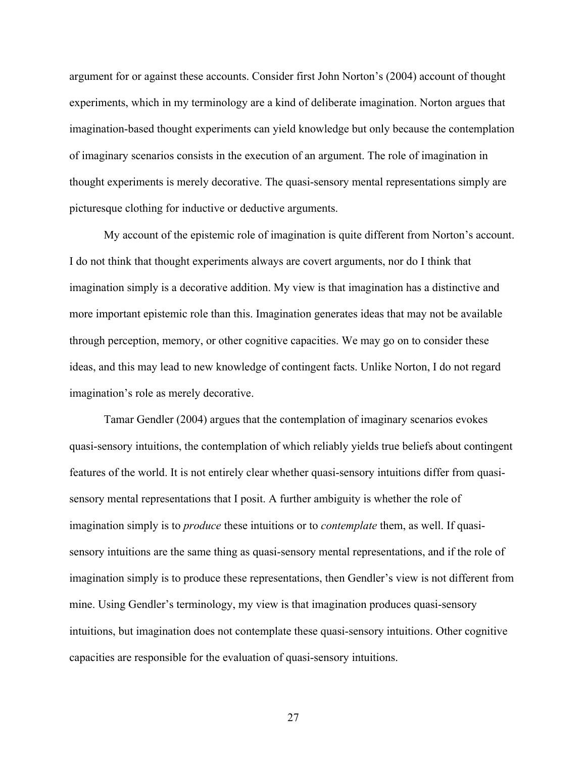argument for or against these accounts. Consider first John Norton's (2004) account of thought experiments, which in my terminology are a kind of deliberate imagination. Norton argues that imagination-based thought experiments can yield knowledge but only because the contemplation of imaginary scenarios consists in the execution of an argument. The role of imagination in thought experiments is merely decorative. The quasi-sensory mental representations simply are picturesque clothing for inductive or deductive arguments.

My account of the epistemic role of imagination is quite different from Norton's account. I do not think that thought experiments always are covert arguments, nor do I think that imagination simply is a decorative addition. My view is that imagination has a distinctive and more important epistemic role than this. Imagination generates ideas that may not be available through perception, memory, or other cognitive capacities. We may go on to consider these ideas, and this may lead to new knowledge of contingent facts. Unlike Norton, I do not regard imagination's role as merely decorative.

Tamar Gendler (2004) argues that the contemplation of imaginary scenarios evokes quasi-sensory intuitions, the contemplation of which reliably yields true beliefs about contingent features of the world. It is not entirely clear whether quasi-sensory intuitions differ from quasi-sensory mental representations that I posit. A further ambiguity is whether the role of imagination simply is to *produce* these intuitions or to *contemplate* them, as well. If quasi-sensory intuitions are the same thing as quasi-sensory mental representations, and if the role of imagination simply is to produce these representations, then Gendler's view is not different from mine. Using Gendler's terminology, my view is that imagination produces quasi-sensory intuitions, but imagination does not contemplate these quasi-sensory intuitions. Other cognitive capacities are responsible for the evaluation of quasi-sensory intuitions.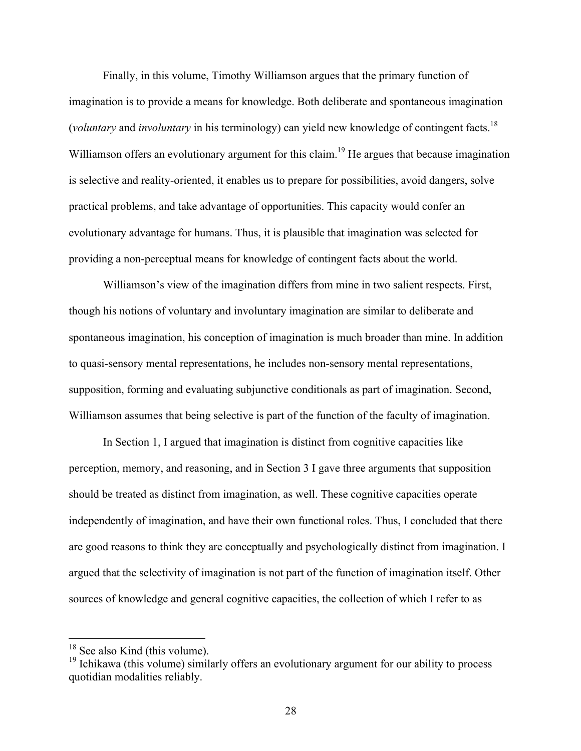Finally, in this volume, Timothy Williamson argues that the primary function of imagination is to provide a means for knowledge. Both deliberate and spontaneous imagination (*voluntary* and *involuntary* in his terminology) can yield new knowledge of contingent facts.[18] Williamson offers an evolutionary argument for this claim.[19] He argues that because imagination is selective and reality-oriented, it enables us to prepare for possibilities, avoid dangers, solve practical problems, and take advantage of opportunities. This capacity would confer an evolutionary advantage for humans. Thus, it is plausible that imagination was selected for providing a non-perceptual means for knowledge of contingent facts about the world.

Williamson's view of the imagination differs from mine in two salient respects. First, though his notions of voluntary and involuntary imagination are similar to deliberate and spontaneous imagination, his conception of imagination is much broader than mine. In addition to quasi-sensory mental representations, he includes non-sensory mental representations, supposition, forming and evaluating subjunctive conditionals as part of imagination. Second, Williamson assumes that being selective is part of the function of the faculty of imagination.

In Section 1, I argued that imagination is distinct from cognitive capacities like perception, memory, and reasoning, and in Section 3 I gave three arguments that supposition should be treated as distinct from imagination, as well. These cognitive capacities operate independently of imagination, and have their own functional roles. Thus, I concluded that there are good reasons to think they are conceptually and psychologically distinct from imagination. I argued that the selectivity of imagination is not part of the function of imagination itself. Other sources of knowledge and general cognitive capacities, the collection of which I refer to as

---

[18] See also Kind (this volume).

[19] Ichikawa (this volume) similarly offers an evolutionary argument for our ability to process quotidian modalities reliably.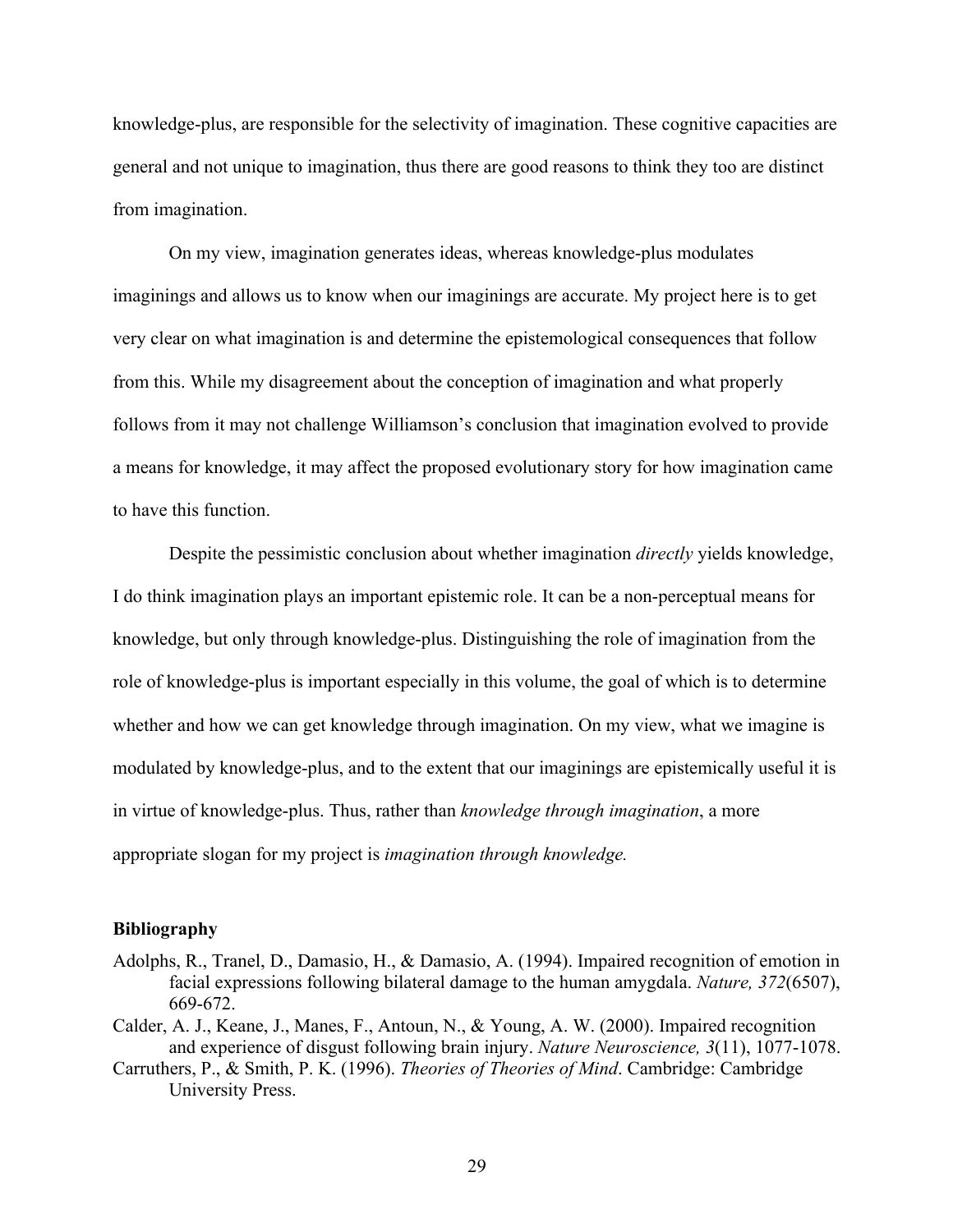knowledge-plus, are responsible for the selectivity of imagination. These cognitive capacities are general and not unique to imagination, thus there are good reasons to think they too are distinct from imagination.

On my view, imagination generates ideas, whereas knowledge-plus modulates imaginings and allows us to know when our imaginings are accurate. My project here is to get very clear on what imagination is and determine the epistemological consequences that follow from this. While my disagreement about the conception of imagination and what properly follows from it may not challenge Williamson's conclusion that imagination evolved to provide a means for knowledge, it may affect the proposed evolutionary story for how imagination came to have this function.

Despite the pessimistic conclusion about whether imagination *directly* yields knowledge, I do think imagination plays an important epistemic role. It can be a non-perceptual means for knowledge, but only through knowledge-plus. Distinguishing the role of imagination from the role of knowledge-plus is important especially in this volume, the goal of which is to determine whether and how we can get knowledge through imagination. On my view, what we imagine is modulated by knowledge-plus, and to the extent that our imaginings are epistemically useful it is in virtue of knowledge-plus. Thus, rather than *knowledge through imagination*, a more appropriate slogan for my project is *imagination through knowledge.*

**Bibliography**

Adolphs, R., Tranel, D., Damasio, H., & Damasio, A. (1994). Impaired recognition of emotion in facial expressions following bilateral damage to the human amygdala. *Nature, 372*(6507), 669-672.

Calder, A. J., Keane, J., Manes, F., Antoun, N., & Young, A. W. (2000). Impaired recognition and experience of disgust following brain injury. *Nature Neuroscience, 3*(11), 1077-1078.

Carruthers, P., & Smith, P. K. (1996). *Theories of Theories of Mind*. Cambridge: Cambridge University Press.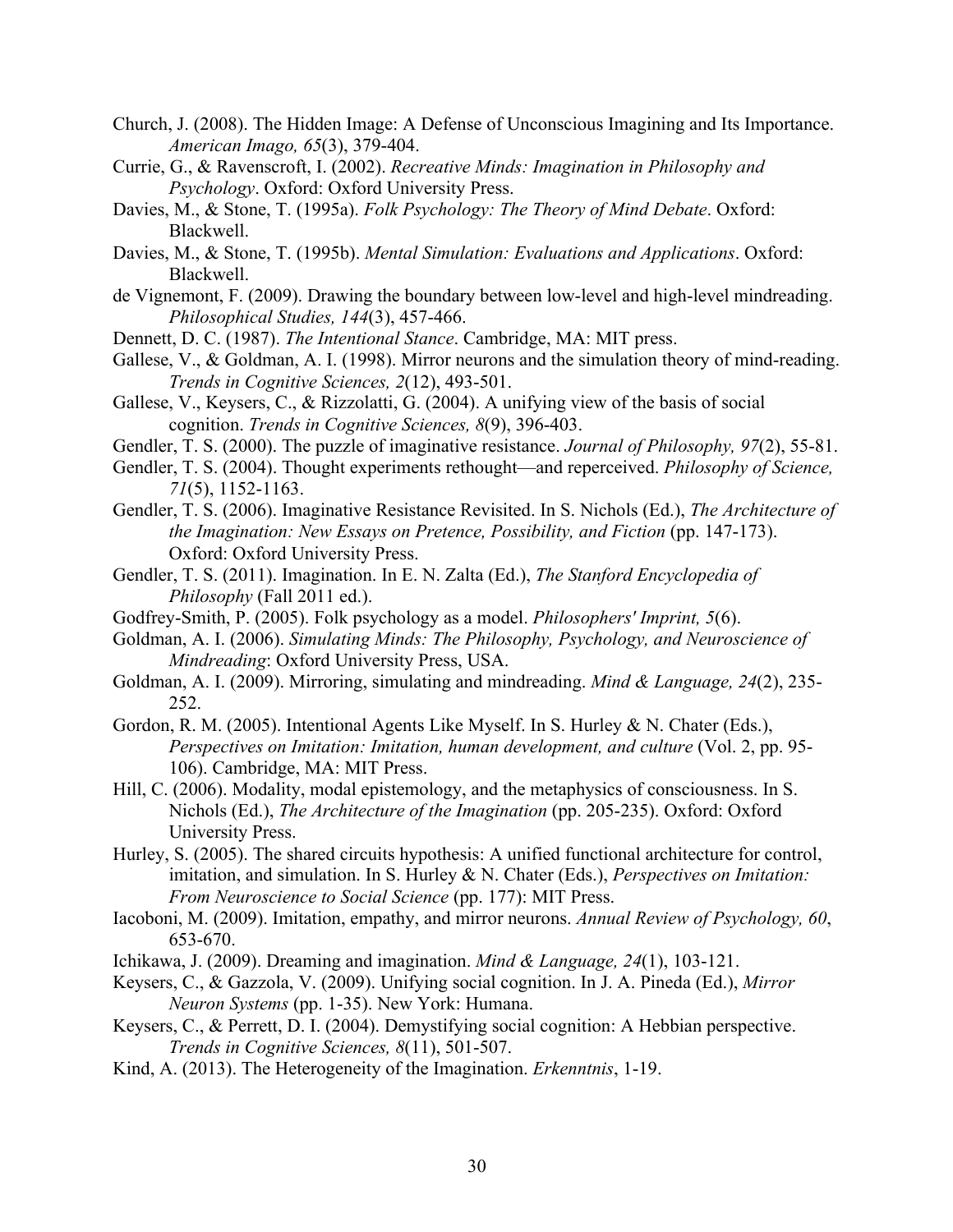Church, J. (2008). The Hidden Image: A Defense of Unconscious Imagining and Its Importance. *American Imago, 65*(3), 379-404.

Currie, G., & Ravenscroft, I. (2002). *Recreative Minds: Imagination in Philosophy and Psychology*. Oxford: Oxford University Press.

Davies, M., & Stone, T. (1995a). *Folk Psychology: The Theory of Mind Debate*. Oxford: Blackwell.

Davies, M., & Stone, T. (1995b). *Mental Simulation: Evaluations and Applications*. Oxford: Blackwell.

de Vignemont, F. (2009). Drawing the boundary between low-level and high-level mindreading. *Philosophical Studies, 144*(3), 457-466.

Dennett, D. C. (1987). *The Intentional Stance*. Cambridge, MA: MIT press.

Gallese, V., & Goldman, A. I. (1998). Mirror neurons and the simulation theory of mind-reading. *Trends in Cognitive Sciences, 2*(12), 493-501.

Gallese, V., Keysers, C., & Rizzolatti, G. (2004). A unifying view of the basis of social cognition. *Trends in Cognitive Sciences, 8*(9), 396-403.

Gendler, T. S. (2000). The puzzle of imaginative resistance. *Journal of Philosophy, 97*(2), 55-81.

Gendler, T. S. (2004). Thought experiments rethought—and reperceived. *Philosophy of Science, 71*(5), 1152-1163.

Gendler, T. S. (2006). Imaginative Resistance Revisited. In S. Nichols (Ed.), *The Architecture of the Imagination: New Essays on Pretence, Possibility, and Fiction* (pp. 147-173). Oxford: Oxford University Press.

Gendler, T. S. (2011). Imagination. In E. N. Zalta (Ed.), *The Stanford Encyclopedia of Philosophy* (Fall 2011 ed.).

Godfrey-Smith, P. (2005). Folk psychology as a model. *Philosophers' Imprint, 5*(6).

Goldman, A. I. (2006). *Simulating Minds: The Philosophy, Psychology, and Neuroscience of Mindreading*: Oxford University Press, USA.

Goldman, A. I. (2009). Mirroring, simulating and mindreading. *Mind & Language, 24*(2), 235-252.

Gordon, R. M. (2005). Intentional Agents Like Myself. In S. Hurley & N. Chater (Eds.), *Perspectives on Imitation: Imitation, human development, and culture* (Vol. 2, pp. 95-106). Cambridge, MA: MIT Press.

Hill, C. (2006). Modality, modal epistemology, and the metaphysics of consciousness. In S. Nichols (Ed.), *The Architecture of the Imagination* (pp. 205-235). Oxford: Oxford University Press.

Hurley, S. (2005). The shared circuits hypothesis: A unified functional architecture for control, imitation, and simulation. In S. Hurley & N. Chater (Eds.), *Perspectives on Imitation: From Neuroscience to Social Science* (pp. 177): MIT Press.

Iacoboni, M. (2009). Imitation, empathy, and mirror neurons. *Annual Review of Psychology, 60*, 653-670.

Ichikawa, J. (2009). Dreaming and imagination. *Mind & Language, 24*(1), 103-121.

Keysers, C., & Gazzola, V. (2009). Unifying social cognition. In J. A. Pineda (Ed.), *Mirror Neuron Systems* (pp. 1-35). New York: Humana.

Keysers, C., & Perrett, D. I. (2004). Demystifying social cognition: A Hebbian perspective. *Trends in Cognitive Sciences, 8*(11), 501-507.

Kind, A. (2013). The Heterogeneity of the Imagination. *Erkenntnis*, 1-19.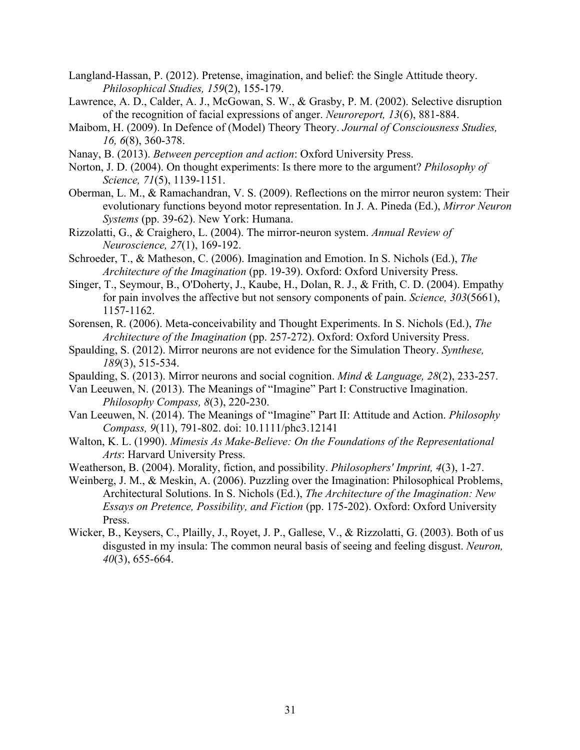Langland-Hassan, P. (2012). Pretense, imagination, and belief: the Single Attitude theory. *Philosophical Studies, 159*(2), 155-179.

Lawrence, A. D., Calder, A. J., McGowan, S. W., & Grasby, P. M. (2002). Selective disruption of the recognition of facial expressions of anger. *Neuroreport, 13*(6), 881-884.

Maibom, H. (2009). In Defence of (Model) Theory Theory. *Journal of Consciousness Studies, 16, 6*(8), 360-378.

Nanay, B. (2013). *Between perception and action*: Oxford University Press.

Norton, J. D. (2004). On thought experiments: Is there more to the argument? *Philosophy of Science, 71*(5), 1139-1151.

Oberman, L. M., & Ramachandran, V. S. (2009). Reflections on the mirror neuron system: Their evolutionary functions beyond motor representation. In J. A. Pineda (Ed.), *Mirror Neuron Systems* (pp. 39-62). New York: Humana.

Rizzolatti, G., & Craighero, L. (2004). The mirror-neuron system. *Annual Review of Neuroscience, 27*(1), 169-192.

Schroeder, T., & Matheson, C. (2006). Imagination and Emotion. In S. Nichols (Ed.), *The Architecture of the Imagination* (pp. 19-39). Oxford: Oxford University Press.

Singer, T., Seymour, B., O'Doherty, J., Kaube, H., Dolan, R. J., & Frith, C. D. (2004). Empathy for pain involves the affective but not sensory components of pain. *Science, 303*(5661), 1157-1162.

Sorensen, R. (2006). Meta-conceivability and Thought Experiments. In S. Nichols (Ed.), *The Architecture of the Imagination* (pp. 257-272). Oxford: Oxford University Press.

Spaulding, S. (2012). Mirror neurons are not evidence for the Simulation Theory. *Synthese, 189*(3), 515-534.

Spaulding, S. (2013). Mirror neurons and social cognition. *Mind & Language, 28*(2), 233-257.

Van Leeuwen, N. (2013). The Meanings of "Imagine" Part I: Constructive Imagination. *Philosophy Compass, 8*(3), 220-230.

Van Leeuwen, N. (2014). The Meanings of "Imagine" Part II: Attitude and Action. *Philosophy Compass, 9*(11), 791-802. doi: 10.1111/phc3.12141

Walton, K. L. (1990). *Mimesis As Make-Believe: On the Foundations of the Representational Arts*: Harvard University Press.

Weatherson, B. (2004). Morality, fiction, and possibility. *Philosophers' Imprint, 4*(3), 1-27.

Weinberg, J. M., & Meskin, A. (2006). Puzzling over the Imagination: Philosophical Problems, Architectural Solutions. In S. Nichols (Ed.), *The Architecture of the Imagination: New Essays on Pretence, Possibility, and Fiction* (pp. 175-202). Oxford: Oxford University Press.

Wicker, B., Keysers, C., Plailly, J., Royet, J. P., Gallese, V., & Rizzolatti, G. (2003). Both of us disgusted in my insula: The common neural basis of seeing and feeling disgust. *Neuron, 40*(3), 655-664.